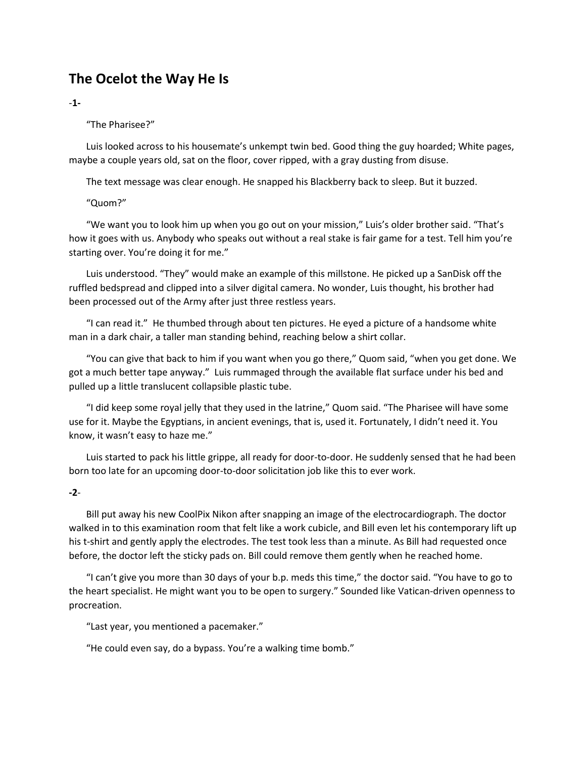## The Ocelot the Way He Is

-**1**-

"The Pharisee?"

Luis looked across to his housemate's unkempt twin bed. Good thing the guy hoarded; White pages, maybe a couple years old, sat on the floor, cover ripped, with a gray dusting from disuse.

The text message was clear enough. He snapped his Blackberry back to sleep. But it buzzed.

"Quom?"

"We want you to look him up when you go out on your mission," Luis's older brother said. "That's how it goes with us. Anybody who speaks out without a real stake is fair game for a test. Tell him you're starting over. You're doing it for me."

Luis understood. "They" would make an example of this millstone. He picked up a SanDisk off the ruffled bedspread and clipped into a silver digital camera. No wonder, Luis thought, his brother had been processed out of the Army after just three restless years.

"I can read it." He thumbed through about ten pictures. He eyed a picture of a handsome white man in a dark chair, a taller man standing behind, reaching below a shirt collar.

"You can give that back to him if you want when you go there," Quom said, "when you get done. We got a much better tape anyway." Luis rummaged through the available flat surface under his bed and pulled up a little translucent collapsible plastic tube.

"I did keep some royal jelly that they used in the latrine," Quom said. "The Pharisee will have some use for it. Maybe the Egyptians, in ancient evenings, that is, used it. Fortunately, I didn't need it. You know, it wasn't easy to haze me."

Luis started to pack his little grippe, all ready for door-to-door. He suddenly sensed that he had been born too late for an upcoming door-to-door solicitation job like this to ever work.

**-2**-

Bill put away his new CoolPix Nikon after snapping an image of the electrocardiograph. The doctor walked in to this examination room that felt like a work cubicle, and Bill even let his contemporary lift up his t-shirt and gently apply the electrodes. The test took less than a minute. As Bill had requested once before, the doctor left the sticky pads on. Bill could remove them gently when he reached home.

"I can't give you more than 30 days of your b.p. meds this time," the doctor said. "You have to go to the heart specialist. He might want you to be open to surgery." Sounded like Vatican-driven openness to procreation.

"Last year, you mentioned a pacemaker."

"He could even say, do a bypass. You're a walking time bomb."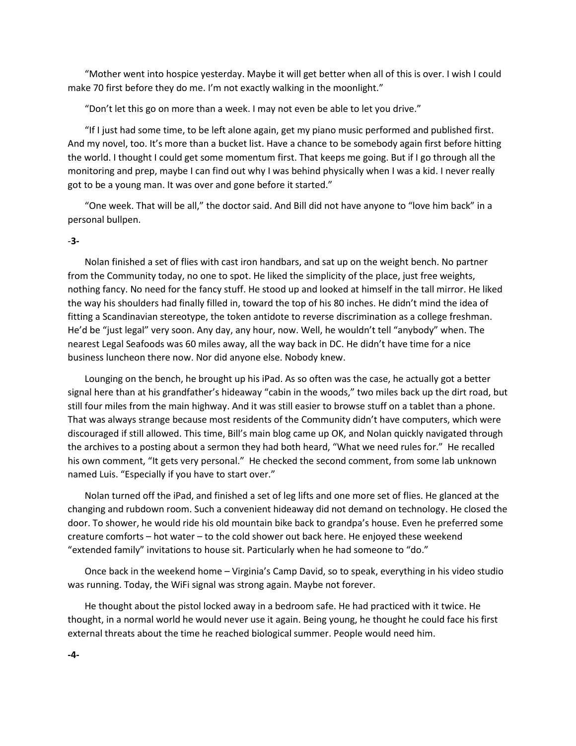"Mother went into hospice yesterday. Maybe it will get better when all of this is over. I wish I could make 70 first before they do me. I'm not exactly walking in the moonlight."

"Don't let this go on more than a week. I may not even be able to let you drive."

"If I just had some time, to be left alone again, get my piano music performed and published first. And my novel, too. It's more than a bucket list. Have a chance to be somebody again first before hitting the world. I thought I could get some momentum first. That keeps me going. But if I go through all the monitoring and prep, maybe I can find out why I was behind physically when I was a kid. I never really got to be a young man. It was over and gone before it started."

"One week. That will be all," the doctor said. And Bill did not have anyone to "love him back" in a personal bullpen.

-**3-**

Nolan finished a set of flies with cast iron handbars, and sat up on the weight bench. No partner from the Community today, no one to spot. He liked the simplicity of the place, just free weights, nothing fancy. No need for the fancy stuff. He stood up and looked at himself in the tall mirror. He liked the way his shoulders had finally filled in, toward the top of his 80 inches. He didn't mind the idea of fitting a Scandinavian stereotype, the token antidote to reverse discrimination as a college freshman. He'd be "just legal" very soon. Any day, any hour, now. Well, he wouldn't tell "anybody" when. The nearest Legal Seafoods was 60 miles away, all the way back in DC. He didn't have time for a nice business luncheon there now. Nor did anyone else. Nobody knew.

Lounging on the bench, he brought up his iPad. As so often was the case, he actually got a better signal here than at his grandfather's hideaway "cabin in the woods," two miles back up the dirt road, but still four miles from the main highway. And it was still easier to browse stuff on a tablet than a phone. That was always strange because most residents of the Community didn't have computers, which were discouraged if still allowed. This time, Bill's main blog came up OK, and Nolan quickly navigated through the archives to a posting about a sermon they had both heard, "What we need rules for." He recalled his own comment, "It gets very personal." He checked the second comment, from some lab unknown named Luis. "Especially if you have to start over."

Nolan turned off the iPad, and finished a set of leg lifts and one more set of flies. He glanced at the changing and rubdown room. Such a convenient hideaway did not demand on technology. He closed the door. To shower, he would ride his old mountain bike back to grandpa's house. Even he preferred some creature comforts – hot water – to the cold shower out back here. He enjoyed these weekend "extended family" invitations to house sit. Particularly when he had someone to "do."

Once back in the weekend home – Virginia's Camp David, so to speak, everything in his video studio was running. Today, the WiFi signal was strong again. Maybe not forever.

He thought about the pistol locked away in a bedroom safe. He had practiced with it twice. He thought, in a normal world he would never use it again. Being young, he thought he could face his first external threats about the time he reached biological summer. People would need him.

**-4-**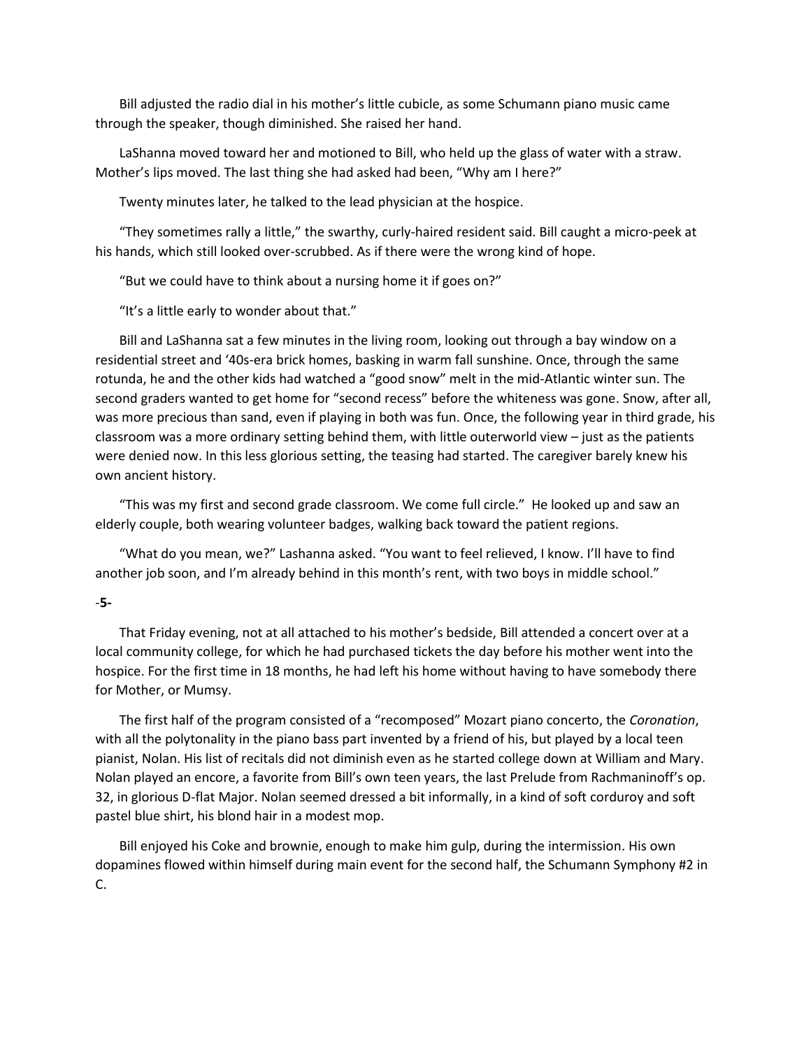Bill adjusted the radio dial in his mother's little cubicle, as some Schumann piano music came through the speaker, though diminished. She raised her hand.

LaShanna moved toward her and motioned to Bill, who held up the glass of water with a straw. Mother's lips moved. The last thing she had asked had been, "Why am I here?"

Twenty minutes later, he talked to the lead physician at the hospice.

"They sometimes rally a little," the swarthy, curly-haired resident said. Bill caught a micro-peek at his hands, which still looked over-scrubbed. As if there were the wrong kind of hope.

"But we could have to think about a nursing home it if goes on?"

"It's a little early to wonder about that."

Bill and LaShanna sat a few minutes in the living room, looking out through a bay window on a residential street and '40s-era brick homes, basking in warm fall sunshine. Once, through the same rotunda, he and the other kids had watched a "good snow" melt in the mid-Atlantic winter sun. The second graders wanted to get home for "second recess" before the whiteness was gone. Snow, after all, was more precious than sand, even if playing in both was fun. Once, the following year in third grade, his classroom was a more ordinary setting behind them, with little outerworld view – just as the patients were denied now. In this less glorious setting, the teasing had started. The caregiver barely knew his own ancient history.

"This was my first and second grade classroom. We come full circle." He looked up and saw an elderly couple, both wearing volunteer badges, walking back toward the patient regions.

"What do you mean, we?" Lashanna asked. "You want to feel relieved, I know. I'll have to find another job soon, and I'm already behind in this month's rent, with two boys in middle school."

-**5-**

That Friday evening, not at all attached to his mother's bedside, Bill attended a concert over at a local community college, for which he had purchased tickets the day before his mother went into the hospice. For the first time in 18 months, he had left his home without having to have somebody there for Mother, or Mumsy.

The first half of the program consisted of a "recomposed" Mozart piano concerto, the *Coronation*, with all the polytonality in the piano bass part invented by a friend of his, but played by a local teen pianist, Nolan. His list of recitals did not diminish even as he started college down at William and Mary. Nolan played an encore, a favorite from Bill's own teen years, the last Prelude from Rachmaninoff's op. 32, in glorious D-flat Major. Nolan seemed dressed a bit informally, in a kind of soft corduroy and soft pastel blue shirt, his blond hair in a modest mop.

Bill enjoyed his Coke and brownie, enough to make him gulp, during the intermission. His own dopamines flowed within himself during main event for the second half, the Schumann Symphony #2 in C.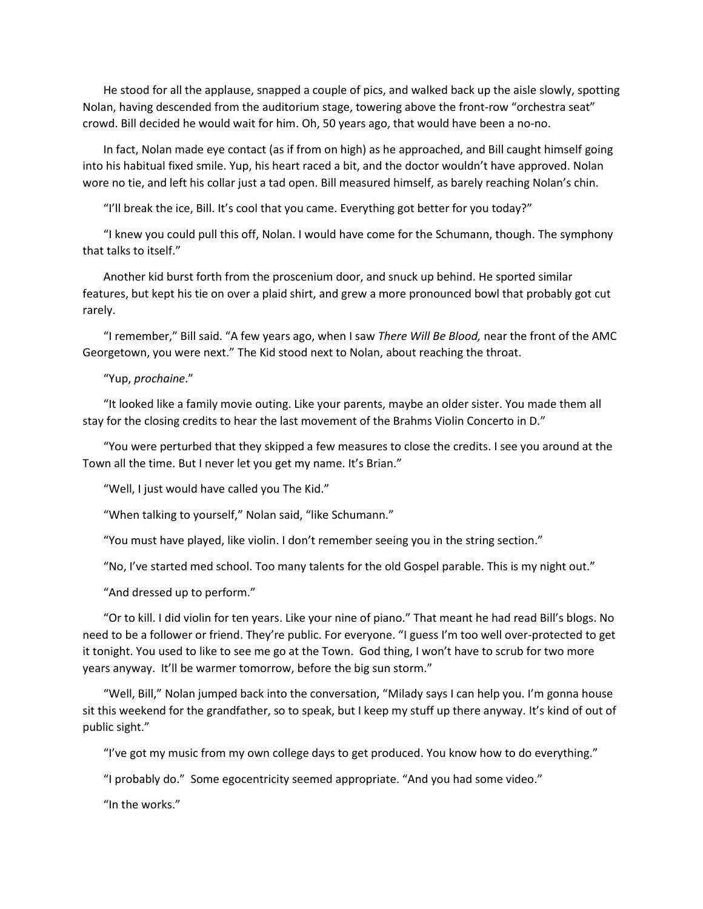He stood for all the applause, snapped a couple of pics, and walked back up the aisle slowly, spotting Nolan, having descended from the auditorium stage, towering above the front-row "orchestra seat" crowd. Bill decided he would wait for him. Oh, 50 years ago, that would have been a no-no.

In fact, Nolan made eye contact (as if from on high) as he approached, and Bill caught himself going into his habitual fixed smile. Yup, his heart raced a bit, and the doctor wouldn't have approved. Nolan wore no tie, and left his collar just a tad open. Bill measured himself, as barely reaching Nolan's chin.

"I'll break the ice, Bill. It's cool that you came. Everything got better for you today?"

"I knew you could pull this off, Nolan. I would have come for the Schumann, though. The symphony that talks to itself."

Another kid burst forth from the proscenium door, and snuck up behind. He sported similar features, but kept his tie on over a plaid shirt, and grew a more pronounced bowl that probably got cut rarely.

"I remember," Bill said. "A few years ago, when I saw *There Will Be Blood,* near the front of the AMC Georgetown, you were next." The Kid stood next to Nolan, about reaching the throat.

"Yup, *prochaine*."

"It looked like a family movie outing. Like your parents, maybe an older sister. You made them all stay for the closing credits to hear the last movement of the Brahms Violin Concerto in D."

"You were perturbed that they skipped a few measures to close the credits. I see you around at the Town all the time. But I never let you get my name. It's Brian."

"Well, I just would have called you The Kid."

"When talking to yourself," Nolan said, "like Schumann."

"You must have played, like violin. I don't remember seeing you in the string section."

"No, I've started med school. Too many talents for the old Gospel parable. This is my night out."

"And dressed up to perform."

"Or to kill. I did violin for ten years. Like your nine of piano." That meant he had read Bill's blogs. No need to be a follower or friend. They're public. For everyone. "I guess I'm too well over-protected to get it tonight. You used to like to see me go at the Town. God thing, I won't have to scrub for two more years anyway. It'll be warmer tomorrow, before the big sun storm."

"Well, Bill," Nolan jumped back into the conversation, "Milady says I can help you. I'm gonna house sit this weekend for the grandfather, so to speak, but I keep my stuff up there anyway. It's kind of out of public sight."

"I've got my music from my own college days to get produced. You know how to do everything."

"I probably do." Some egocentricity seemed appropriate. "And you had some video."

"In the works."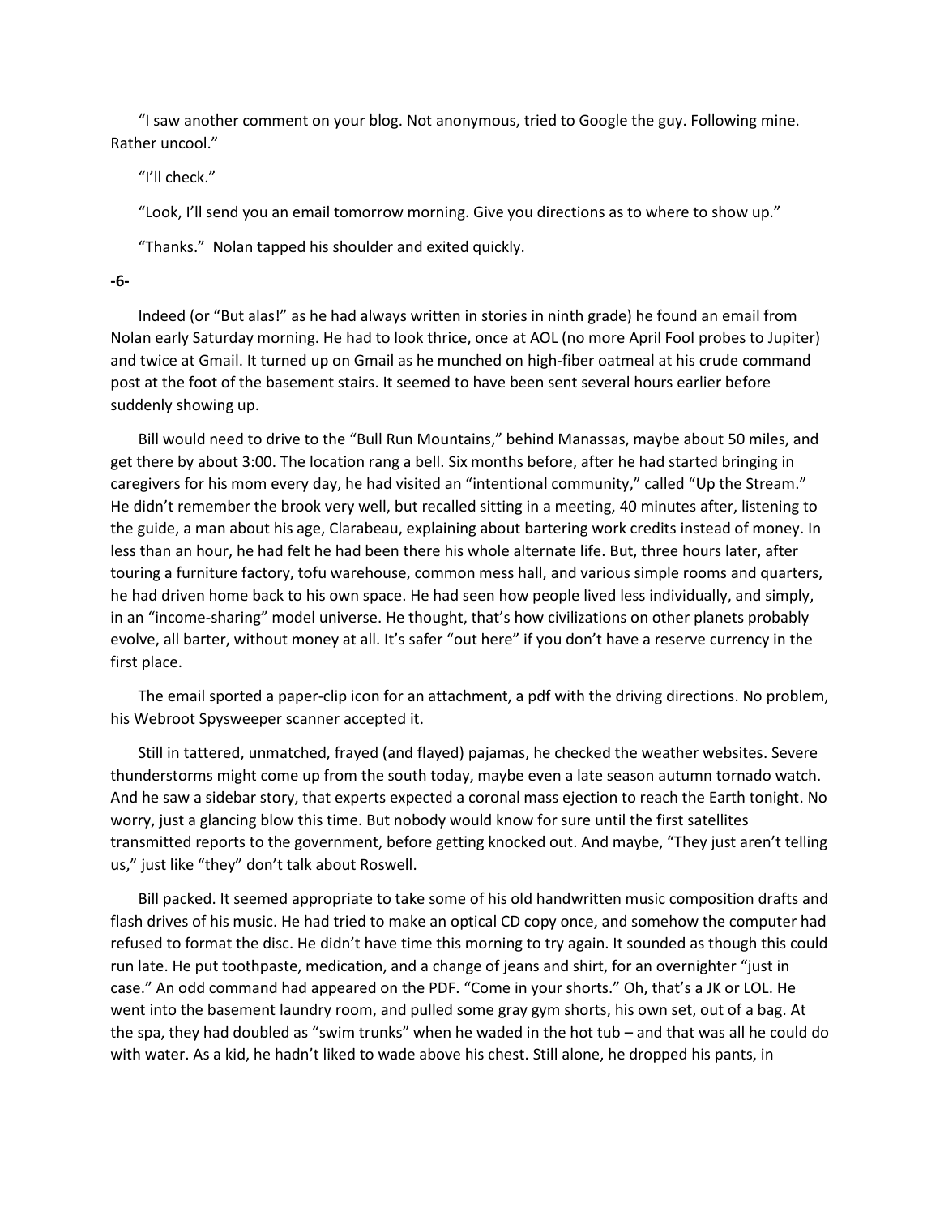"I saw another comment on your blog. Not anonymous, tried to Google the guy. Following mine. Rather uncool."

"I'll check."

"Look, I'll send you an email tomorrow morning. Give you directions as to where to show up."

"Thanks." Nolan tapped his shoulder and exited quickly.

**-6-**

Indeed (or "But alas!" as he had always written in stories in ninth grade) he found an email from Nolan early Saturday morning. He had to look thrice, once at AOL (no more April Fool probes to Jupiter) and twice at Gmail. It turned up on Gmail as he munched on high-fiber oatmeal at his crude command post at the foot of the basement stairs. It seemed to have been sent several hours earlier before suddenly showing up.

Bill would need to drive to the "Bull Run Mountains," behind Manassas, maybe about 50 miles, and get there by about 3:00. The location rang a bell. Six months before, after he had started bringing in caregivers for his mom every day, he had visited an "intentional community," called "Up the Stream." He didn't remember the brook very well, but recalled sitting in a meeting, 40 minutes after, listening to the guide, a man about his age, Clarabeau, explaining about bartering work credits instead of money. In less than an hour, he had felt he had been there his whole alternate life. But, three hours later, after touring a furniture factory, tofu warehouse, common mess hall, and various simple rooms and quarters, he had driven home back to his own space. He had seen how people lived less individually, and simply, in an "income-sharing" model universe. He thought, that's how civilizations on other planets probably evolve, all barter, without money at all. It's safer "out here" if you don't have a reserve currency in the first place.

The email sported a paper-clip icon for an attachment, a pdf with the driving directions. No problem, his Webroot Spysweeper scanner accepted it.

Still in tattered, unmatched, frayed (and flayed) pajamas, he checked the weather websites. Severe thunderstorms might come up from the south today, maybe even a late season autumn tornado watch. And he saw a sidebar story, that experts expected a coronal mass ejection to reach the Earth tonight. No worry, just a glancing blow this time. But nobody would know for sure until the first satellites transmitted reports to the government, before getting knocked out. And maybe, "They just aren't telling us," just like "they" don't talk about Roswell.

Bill packed. It seemed appropriate to take some of his old handwritten music composition drafts and flash drives of his music. He had tried to make an optical CD copy once, and somehow the computer had refused to format the disc. He didn't have time this morning to try again. It sounded as though this could run late. He put toothpaste, medication, and a change of jeans and shirt, for an overnighter "just in case." An odd command had appeared on the PDF. "Come in your shorts." Oh, that's a JK or LOL. He went into the basement laundry room, and pulled some gray gym shorts, his own set, out of a bag. At the spa, they had doubled as "swim trunks" when he waded in the hot tub – and that was all he could do with water. As a kid, he hadn't liked to wade above his chest. Still alone, he dropped his pants, in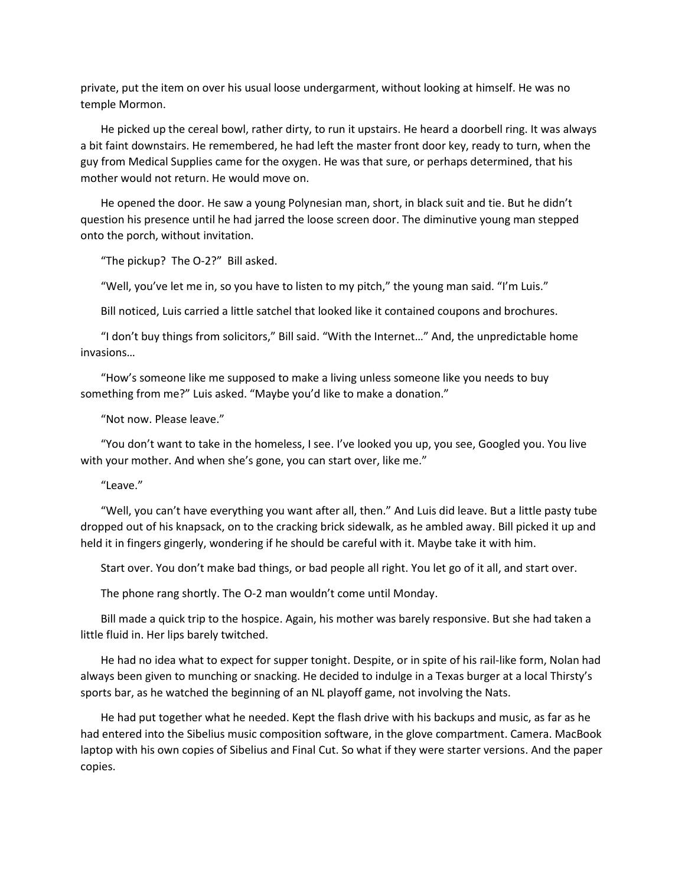private, put the item on over his usual loose undergarment, without looking at himself. He was no temple Mormon.

He picked up the cereal bowl, rather dirty, to run it upstairs. He heard a doorbell ring. It was always a bit faint downstairs. He remembered, he had left the master front door key, ready to turn, when the guy from Medical Supplies came for the oxygen. He was that sure, or perhaps determined, that his mother would not return. He would move on.

He opened the door. He saw a young Polynesian man, short, in black suit and tie. But he didn't question his presence until he had jarred the loose screen door. The diminutive young man stepped onto the porch, without invitation.

"The pickup? The O-2?" Bill asked.

"Well, you've let me in, so you have to listen to my pitch," the young man said. "I'm Luis."

Bill noticed, Luis carried a little satchel that looked like it contained coupons and brochures.

"I don't buy things from solicitors," Bill said. "With the Internet…" And, the unpredictable home invasions…

"How's someone like me supposed to make a living unless someone like you needs to buy something from me?" Luis asked. "Maybe you'd like to make a donation."

"Not now. Please leave."

"You don't want to take in the homeless, I see. I've looked you up, you see, Googled you. You live with your mother. And when she's gone, you can start over, like me."

"Leave."

"Well, you can't have everything you want after all, then." And Luis did leave. But a little pasty tube dropped out of his knapsack, on to the cracking brick sidewalk, as he ambled away. Bill picked it up and held it in fingers gingerly, wondering if he should be careful with it. Maybe take it with him.

Start over. You don't make bad things, or bad people all right. You let go of it all, and start over.

The phone rang shortly. The O-2 man wouldn't come until Monday.

Bill made a quick trip to the hospice. Again, his mother was barely responsive. But she had taken a little fluid in. Her lips barely twitched.

He had no idea what to expect for supper tonight. Despite, or in spite of his rail-like form, Nolan had always been given to munching or snacking. He decided to indulge in a Texas burger at a local Thirsty's sports bar, as he watched the beginning of an NL playoff game, not involving the Nats.

He had put together what he needed. Kept the flash drive with his backups and music, as far as he had entered into the Sibelius music composition software, in the glove compartment. Camera. MacBook laptop with his own copies of Sibelius and Final Cut. So what if they were starter versions. And the paper copies.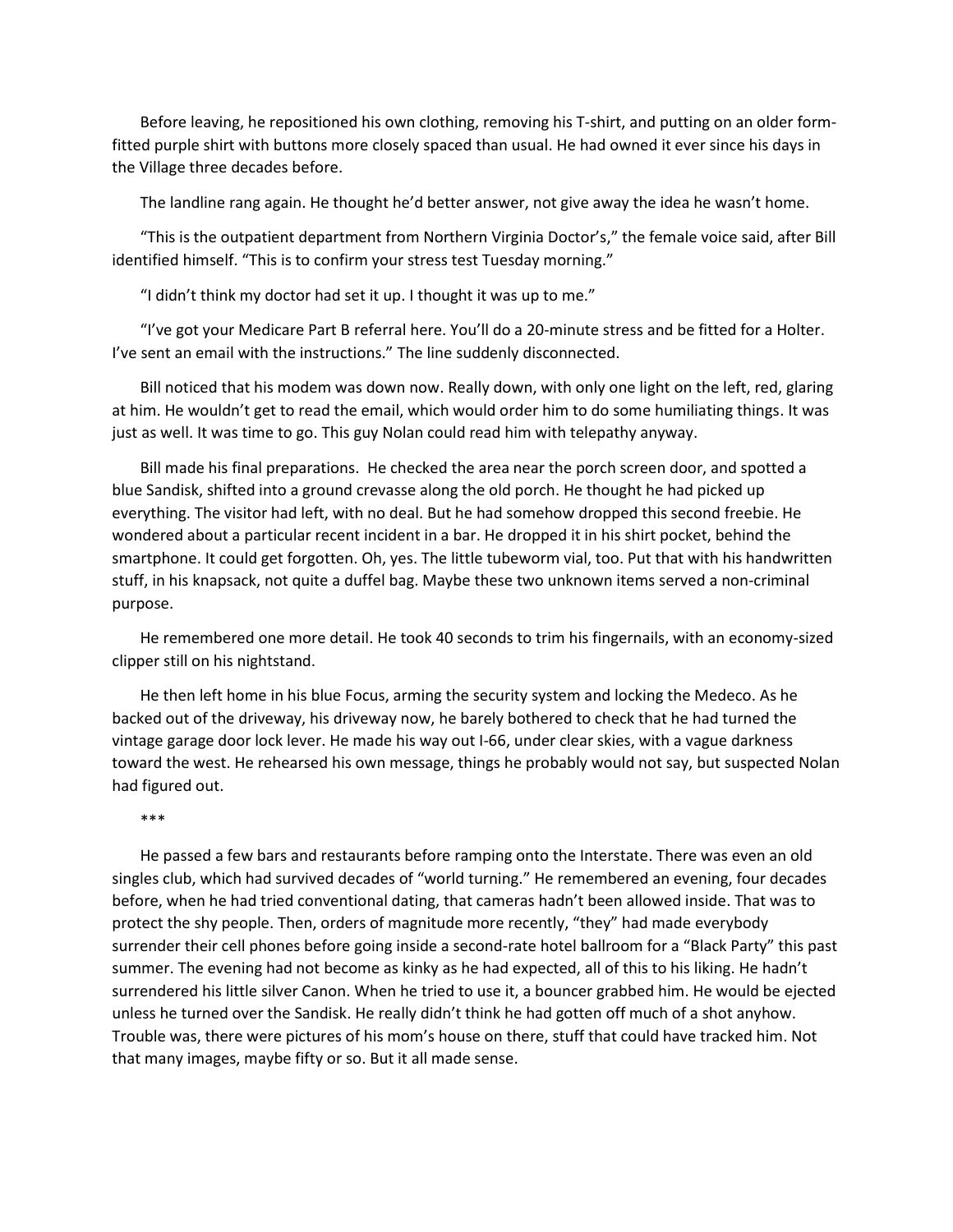Before leaving, he repositioned his own clothing, removing his T-shirt, and putting on an older form-fitted purple shirt with buttons more closely spaced than usual. He had owned it ever since his days in the Village three decades before.

The landline rang again. He thought he'd better answer, not give away the idea he wasn't home.

"This is the outpatient department from Northern Virginia Doctor's," the female voice said, after Bill identified himself. "This is to confirm your stress test Tuesday morning."

"I didn't think my doctor had set it up. I thought it was up to me."

"I've got your Medicare Part B referral here. You'll do a 20-minute stress and be fitted for a Holter. I've sent an email with the instructions." The line suddenly disconnected.

Bill noticed that his modem was down now. Really down, with only one light on the left, red, glaring at him. He wouldn't get to read the email, which would order him to do some humiliating things. It was just as well. It was time to go. This guy Nolan could read him with telepathy anyway.

Bill made his final preparations. He checked the area near the porch screen door, and spotted a blue Sandisk, shifted into a ground crevasse along the old porch. He thought he had picked up everything. The visitor had left, with no deal. But he had somehow dropped this second freebie. He wondered about a particular recent incident in a bar. He dropped it in his shirt pocket, behind the smartphone. It could get forgotten. Oh, yes. The little tubeworm vial, too. Put that with his handwritten stuff, in his knapsack, not quite a duffel bag. Maybe these two unknown items served a non-criminal purpose.

He remembered one more detail. He took 40 seconds to trim his fingernails, with an economy-sized clipper still on his nightstand.

He then left home in his blue Focus, arming the security system and locking the Medeco. As he backed out of the driveway, his driveway now, he barely bothered to check that he had turned the vintage garage door lock lever. He made his way out I-66, under clear skies, with a vague darkness toward the west. He rehearsed his own message, things he probably would not say, but suspected Nolan had figured out.

***

He passed a few bars and restaurants before ramping onto the Interstate. There was even an old singles club, which had survived decades of "world turning." He remembered an evening, four decades before, when he had tried conventional dating, that cameras hadn't been allowed inside. That was to protect the shy people. Then, orders of magnitude more recently, "they" had made everybody surrender their cell phones before going inside a second-rate hotel ballroom for a "Black Party" this past summer. The evening had not become as kinky as he had expected, all of this to his liking. He hadn't surrendered his little silver Canon. When he tried to use it, a bouncer grabbed him. He would be ejected unless he turned over the Sandisk. He really didn't think he had gotten off much of a shot anyhow. Trouble was, there were pictures of his mom's house on there, stuff that could have tracked him. Not that many images, maybe fifty or so. But it all made sense.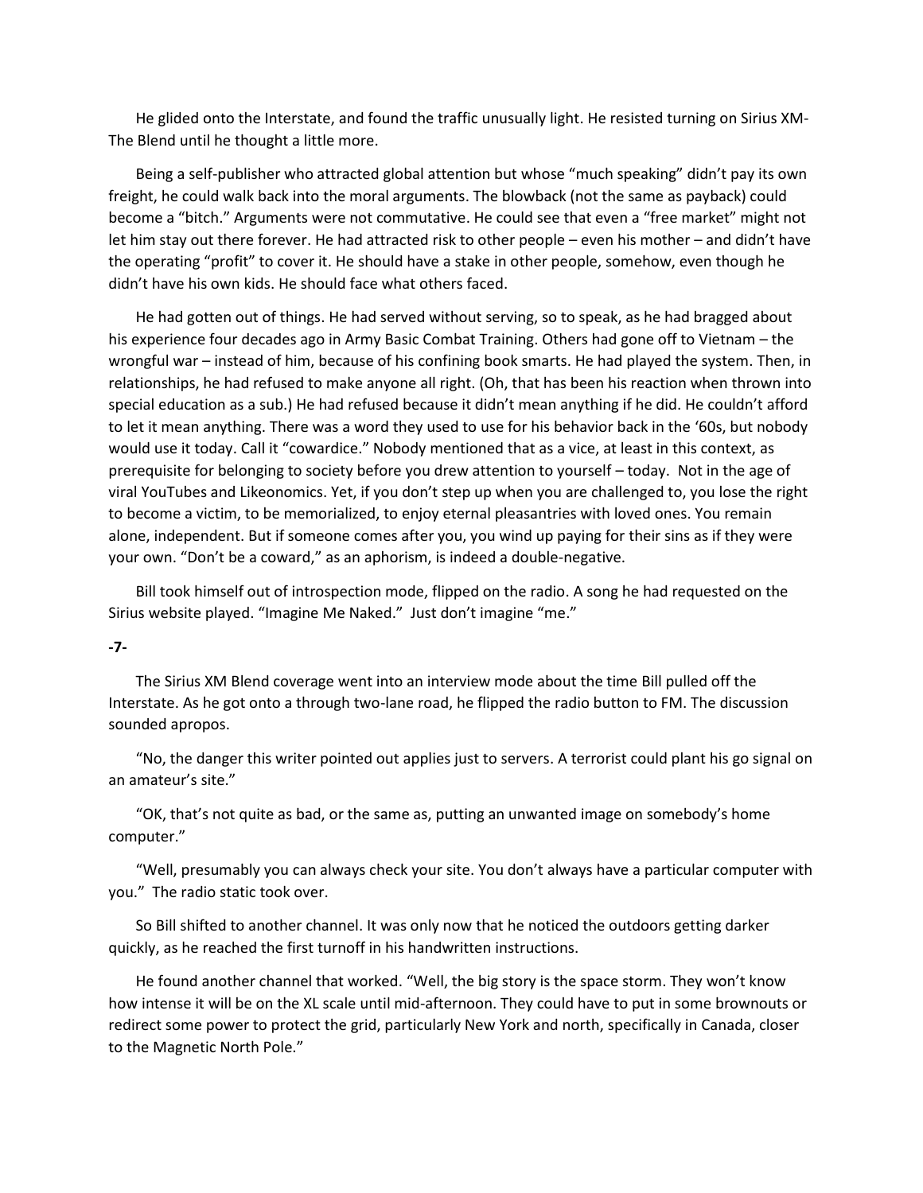He glided onto the Interstate, and found the traffic unusually light. He resisted turning on Sirius XM-The Blend until he thought a little more.

Being a self-publisher who attracted global attention but whose "much speaking" didn't pay its own freight, he could walk back into the moral arguments. The blowback (not the same as payback) could become a "bitch." Arguments were not commutative. He could see that even a "free market" might not let him stay out there forever. He had attracted risk to other people – even his mother – and didn't have the operating "profit" to cover it. He should have a stake in other people, somehow, even though he didn't have his own kids. He should face what others faced.

He had gotten out of things. He had served without serving, so to speak, as he had bragged about his experience four decades ago in Army Basic Combat Training. Others had gone off to Vietnam – the wrongful war – instead of him, because of his confining book smarts. He had played the system. Then, in relationships, he had refused to make anyone all right. (Oh, that has been his reaction when thrown into special education as a sub.) He had refused because it didn't mean anything if he did. He couldn't afford to let it mean anything. There was a word they used to use for his behavior back in the '60s, but nobody would use it today. Call it "cowardice." Nobody mentioned that as a vice, at least in this context, as prerequisite for belonging to society before you drew attention to yourself – today. Not in the age of viral YouTubes and Likeonomics. Yet, if you don't step up when you are challenged to, you lose the right to become a victim, to be memorialized, to enjoy eternal pleasantries with loved ones. You remain alone, independent. But if someone comes after you, you wind up paying for their sins as if they were your own. "Don't be a coward," as an aphorism, is indeed a double-negative.

Bill took himself out of introspection mode, flipped on the radio. A song he had requested on the Sirius website played. "Imagine Me Naked." Just don't imagine "me."

**-7-**

The Sirius XM Blend coverage went into an interview mode about the time Bill pulled off the Interstate. As he got onto a through two-lane road, he flipped the radio button to FM. The discussion sounded apropos.

"No, the danger this writer pointed out applies just to servers. A terrorist could plant his go signal on an amateur's site."

"OK, that's not quite as bad, or the same as, putting an unwanted image on somebody's home computer."

"Well, presumably you can always check your site. You don't always have a particular computer with you." The radio static took over.

So Bill shifted to another channel. It was only now that he noticed the outdoors getting darker quickly, as he reached the first turnoff in his handwritten instructions.

He found another channel that worked. "Well, the big story is the space storm. They won't know how intense it will be on the XL scale until mid-afternoon. They could have to put in some brownouts or redirect some power to protect the grid, particularly New York and north, specifically in Canada, closer to the Magnetic North Pole."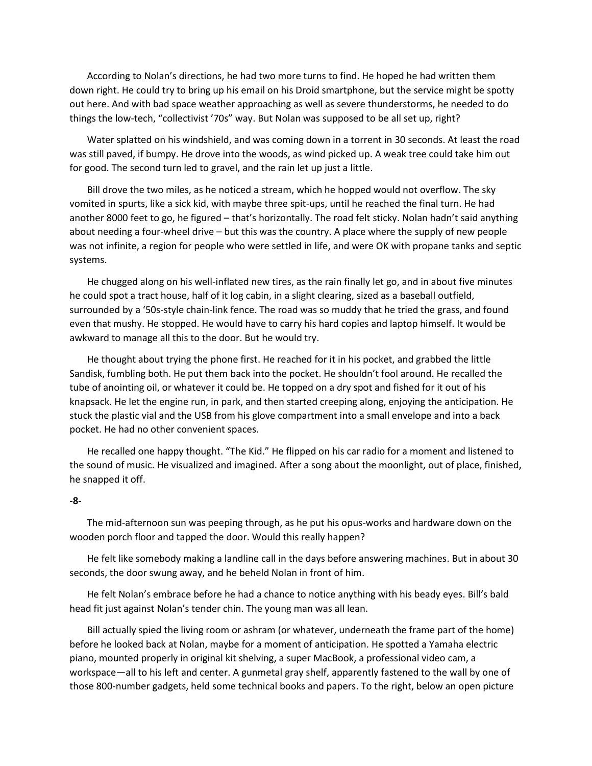According to Nolan's directions, he had two more turns to find. He hoped he had written them down right. He could try to bring up his email on his Droid smartphone, but the service might be spotty out here. And with bad space weather approaching as well as severe thunderstorms, he needed to do things the low-tech, "collectivist '70s" way. But Nolan was supposed to be all set up, right?

Water splatted on his windshield, and was coming down in a torrent in 30 seconds. At least the road was still paved, if bumpy. He drove into the woods, as wind picked up. A weak tree could take him out for good. The second turn led to gravel, and the rain let up just a little.

Bill drove the two miles, as he noticed a stream, which he hopped would not overflow. The sky vomited in spurts, like a sick kid, with maybe three spit-ups, until he reached the final turn. He had another 8000 feet to go, he figured – that's horizontally. The road felt sticky. Nolan hadn't said anything about needing a four-wheel drive – but this was the country. A place where the supply of new people was not infinite, a region for people who were settled in life, and were OK with propane tanks and septic systems.

He chugged along on his well-inflated new tires, as the rain finally let go, and in about five minutes he could spot a tract house, half of it log cabin, in a slight clearing, sized as a baseball outfield, surrounded by a '50s-style chain-link fence. The road was so muddy that he tried the grass, and found even that mushy. He stopped. He would have to carry his hard copies and laptop himself. It would be awkward to manage all this to the door. But he would try.

He thought about trying the phone first. He reached for it in his pocket, and grabbed the little Sandisk, fumbling both. He put them back into the pocket. He shouldn't fool around. He recalled the tube of anointing oil, or whatever it could be. He topped on a dry spot and fished for it out of his knapsack. He let the engine run, in park, and then started creeping along, enjoying the anticipation. He stuck the plastic vial and the USB from his glove compartment into a small envelope and into a back pocket. He had no other convenient spaces.

He recalled one happy thought. "The Kid." He flipped on his car radio for a moment and listened to the sound of music. He visualized and imagined. After a song about the moonlight, out of place, finished, he snapped it off.

**-8-**

The mid-afternoon sun was peeping through, as he put his opus-works and hardware down on the wooden porch floor and tapped the door. Would this really happen?

He felt like somebody making a landline call in the days before answering machines. But in about 30 seconds, the door swung away, and he beheld Nolan in front of him.

He felt Nolan's embrace before he had a chance to notice anything with his beady eyes. Bill's bald head fit just against Nolan's tender chin. The young man was all lean.

Bill actually spied the living room or ashram (or whatever, underneath the frame part of the home) before he looked back at Nolan, maybe for a moment of anticipation. He spotted a Yamaha electric piano, mounted properly in original kit shelving, a super MacBook, a professional video cam, a workspace—all to his left and center. A gunmetal gray shelf, apparently fastened to the wall by one of those 800-number gadgets, held some technical books and papers. To the right, below an open picture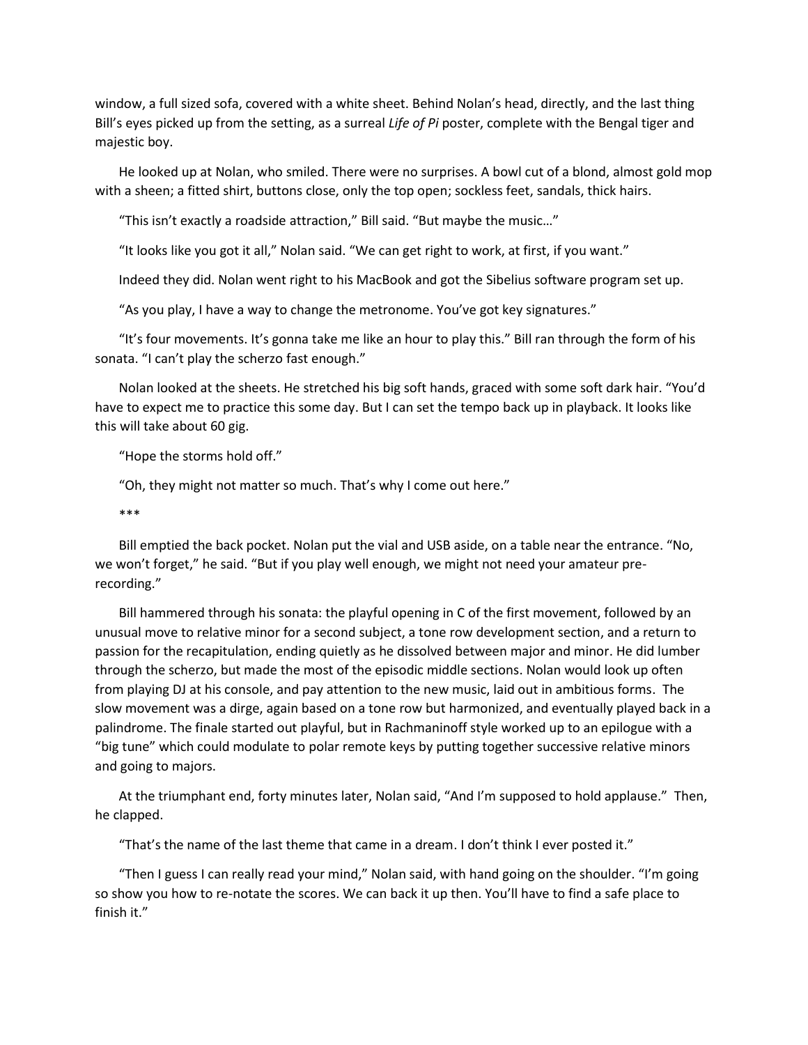window, a full sized sofa, covered with a white sheet. Behind Nolan's head, directly, and the last thing Bill's eyes picked up from the setting, as a surreal *Life of Pi* poster, complete with the Bengal tiger and majestic boy.

He looked up at Nolan, who smiled. There were no surprises. A bowl cut of a blond, almost gold mop with a sheen; a fitted shirt, buttons close, only the top open; sockless feet, sandals, thick hairs.

"This isn't exactly a roadside attraction," Bill said. "But maybe the music…"

"It looks like you got it all," Nolan said. "We can get right to work, at first, if you want."

Indeed they did. Nolan went right to his MacBook and got the Sibelius software program set up.

"As you play, I have a way to change the metronome. You've got key signatures."

"It's four movements. It's gonna take me like an hour to play this." Bill ran through the form of his sonata. "I can't play the scherzo fast enough."

Nolan looked at the sheets. He stretched his big soft hands, graced with some soft dark hair. "You'd have to expect me to practice this some day. But I can set the tempo back up in playback. It looks like this will take about 60 gig.

"Hope the storms hold off."

"Oh, they might not matter so much. That's why I come out here."

***

Bill emptied the back pocket. Nolan put the vial and USB aside, on a table near the entrance. "No, we won't forget," he said. "But if you play well enough, we might not need your amateur pre-recording."

Bill hammered through his sonata: the playful opening in C of the first movement, followed by an unusual move to relative minor for a second subject, a tone row development section, and a return to passion for the recapitulation, ending quietly as he dissolved between major and minor. He did lumber through the scherzo, but made the most of the episodic middle sections. Nolan would look up often from playing DJ at his console, and pay attention to the new music, laid out in ambitious forms. The slow movement was a dirge, again based on a tone row but harmonized, and eventually played back in a palindrome. The finale started out playful, but in Rachmaninoff style worked up to an epilogue with a "big tune" which could modulate to polar remote keys by putting together successive relative minors and going to majors.

At the triumphant end, forty minutes later, Nolan said, "And I'm supposed to hold applause." Then, he clapped.

"That's the name of the last theme that came in a dream. I don't think I ever posted it."

"Then I guess I can really read your mind," Nolan said, with hand going on the shoulder. "I'm going so show you how to re-notate the scores. We can back it up then. You'll have to find a safe place to finish it."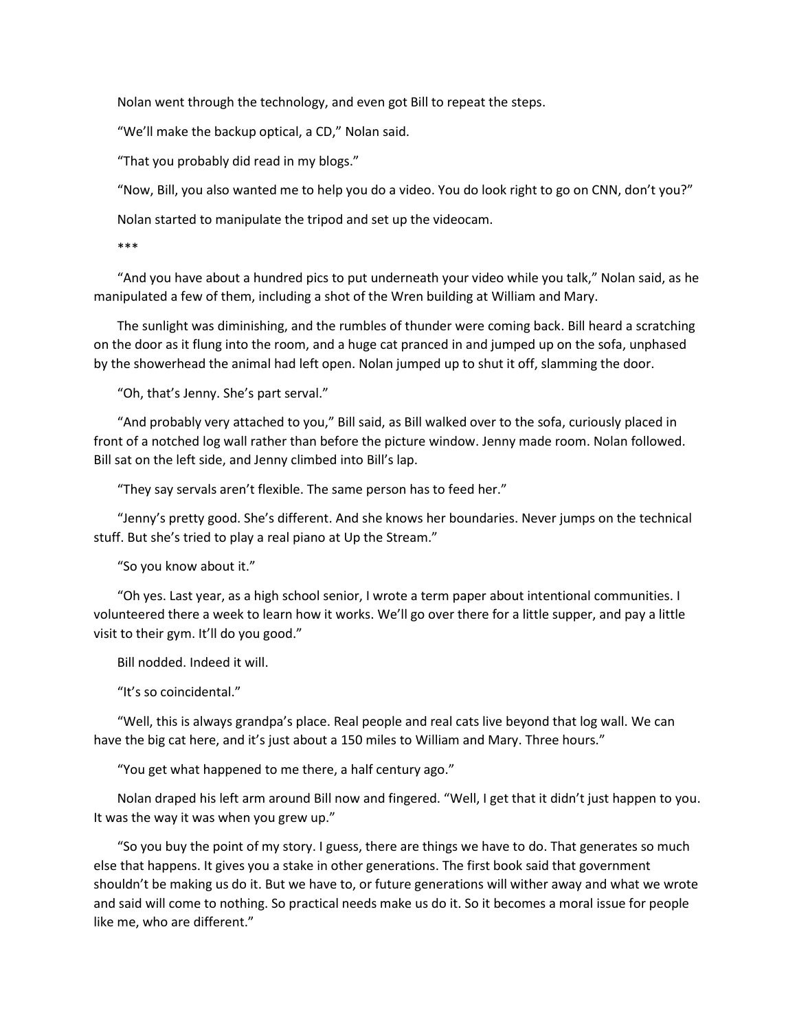Nolan went through the technology, and even got Bill to repeat the steps.

“We’ll make the backup optical, a CD,” Nolan said.

“That you probably did read in my blogs.”

“Now, Bill, you also wanted me to help you do a video. You do look right to go on CNN, don’t you?”

Nolan started to manipulate the tripod and set up the videocam.

***

“And you have about a hundred pics to put underneath your video while you talk,” Nolan said, as he manipulated a few of them, including a shot of the Wren building at William and Mary.

The sunlight was diminishing, and the rumbles of thunder were coming back. Bill heard a scratching on the door as it flung into the room, and a huge cat pranced in and jumped up on the sofa, unphased by the showerhead the animal had left open. Nolan jumped up to shut it off, slamming the door.

“Oh, that’s Jenny. She’s part serval.”

“And probably very attached to you,” Bill said, as Bill walked over to the sofa, curiously placed in front of a notched log wall rather than before the picture window. Jenny made room. Nolan followed. Bill sat on the left side, and Jenny climbed into Bill’s lap.

“They say servals aren’t flexible. The same person has to feed her.”

“Jenny’s pretty good. She’s different. And she knows her boundaries. Never jumps on the technical stuff. But she’s tried to play a real piano at Up the Stream.”

“So you know about it.”

“Oh yes. Last year, as a high school senior, I wrote a term paper about intentional communities. I volunteered there a week to learn how it works. We’ll go over there for a little supper, and pay a little visit to their gym. It’ll do you good.”

Bill nodded. Indeed it will.

“It’s so coincidental.”

“Well, this is always grandpa’s place. Real people and real cats live beyond that log wall. We can have the big cat here, and it’s just about a 150 miles to William and Mary. Three hours.”

“You get what happened to me there, a half century ago.”

Nolan draped his left arm around Bill now and fingered. “Well, I get that it didn’t just happen to you. It was the way it was when you grew up.”

“So you buy the point of my story. I guess, there are things we have to do. That generates so much else that happens. It gives you a stake in other generations. The first book said that government shouldn’t be making us do it. But we have to, or future generations will wither away and what we wrote and said will come to nothing. So practical needs make us do it. So it becomes a moral issue for people like me, who are different.”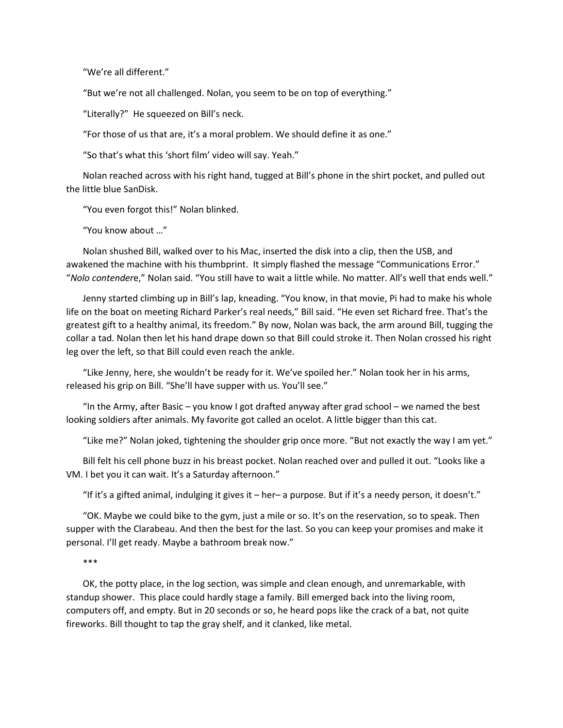"We're all different."

"But we're not all challenged. Nolan, you seem to be on top of everything."

"Literally?" He squeezed on Bill's neck.

"For those of us that are, it's a moral problem. We should define it as one."

"So that's what this 'short film' video will say. Yeah."

Nolan reached across with his right hand, tugged at Bill's phone in the shirt pocket, and pulled out the little blue SanDisk.

"You even forgot this!" Nolan blinked.

"You know about …"

Nolan shushed Bill, walked over to his Mac, inserted the disk into a clip, then the USB, and awakened the machine with his thumbprint. It simply flashed the message "Communications Error." "*Nolo contendere*," Nolan said. "You still have to wait a little while. No matter. All's well that ends well."

Jenny started climbing up in Bill's lap, kneading. "You know, in that movie, Pi had to make his whole life on the boat on meeting Richard Parker's real needs," Bill said. "He even set Richard free. That's the greatest gift to a healthy animal, its freedom." By now, Nolan was back, the arm around Bill, tugging the collar a tad. Nolan then let his hand drape down so that Bill could stroke it. Then Nolan crossed his right leg over the left, so that Bill could even reach the ankle.

"Like Jenny, here, she wouldn't be ready for it. We've spoiled her." Nolan took her in his arms, released his grip on Bill. "She'll have supper with us. You'll see."

"In the Army, after Basic – you know I got drafted anyway after grad school – we named the best looking soldiers after animals. My favorite got called an ocelot. A little bigger than this cat.

"Like me?" Nolan joked, tightening the shoulder grip once more. "But not exactly the way I am yet."

Bill felt his cell phone buzz in his breast pocket. Nolan reached over and pulled it out. "Looks like a VM. I bet you it can wait. It's a Saturday afternoon."

"If it's a gifted animal, indulging it gives it – her– a purpose. But if it's a needy person, it doesn't."

"OK. Maybe we could bike to the gym, just a mile or so. It's on the reservation, so to speak. Then supper with the Clarabeau. And then the best for the last. So you can keep your promises and make it personal. I'll get ready. Maybe a bathroom break now."

***

OK, the potty place, in the log section, was simple and clean enough, and unremarkable, with standup shower. This place could hardly stage a family. Bill emerged back into the living room, computers off, and empty. But in 20 seconds or so, he heard pops like the crack of a bat, not quite fireworks. Bill thought to tap the gray shelf, and it clanked, like metal.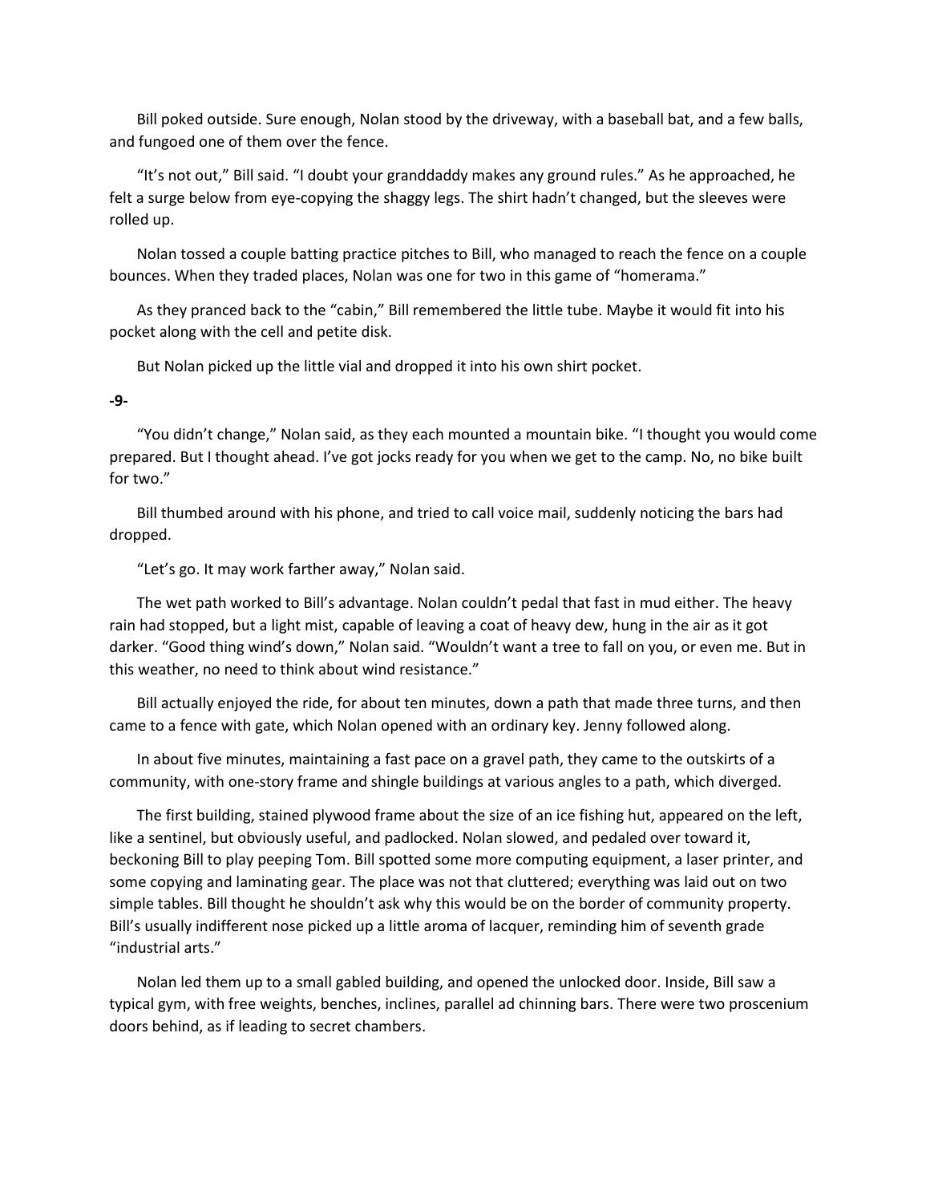Bill poked outside. Sure enough, Nolan stood by the driveway, with a baseball bat, and a few balls, and fungoed one of them over the fence.

"It's not out," Bill said. "I doubt your granddaddy makes any ground rules." As he approached, he felt a surge below from eye-copying the shaggy legs. The shirt hadn't changed, but the sleeves were rolled up.

Nolan tossed a couple batting practice pitches to Bill, who managed to reach the fence on a couple bounces. When they traded places, Nolan was one for two in this game of "homerama."

As they pranced back to the "cabin," Bill remembered the little tube. Maybe it would fit into his pocket along with the cell and petite disk.

But Nolan picked up the little vial and dropped it into his own shirt pocket.

**-9-**

"You didn't change," Nolan said, as they each mounted a mountain bike. "I thought you would come prepared. But I thought ahead. I've got jocks ready for you when we get to the camp. No, no bike built for two."

Bill thumbed around with his phone, and tried to call voice mail, suddenly noticing the bars had dropped.

"Let's go. It may work farther away," Nolan said.

The wet path worked to Bill's advantage. Nolan couldn't pedal that fast in mud either. The heavy rain had stopped, but a light mist, capable of leaving a coat of heavy dew, hung in the air as it got darker. "Good thing wind's down," Nolan said. "Wouldn't want a tree to fall on you, or even me. But in this weather, no need to think about wind resistance."

Bill actually enjoyed the ride, for about ten minutes, down a path that made three turns, and then came to a fence with gate, which Nolan opened with an ordinary key. Jenny followed along.

In about five minutes, maintaining a fast pace on a gravel path, they came to the outskirts of a community, with one-story frame and shingle buildings at various angles to a path, which diverged.

The first building, stained plywood frame about the size of an ice fishing hut, appeared on the left, like a sentinel, but obviously useful, and padlocked. Nolan slowed, and pedaled over toward it, beckoning Bill to play peeping Tom. Bill spotted some more computing equipment, a laser printer, and some copying and laminating gear. The place was not that cluttered; everything was laid out on two simple tables. Bill thought he shouldn't ask why this would be on the border of community property. Bill's usually indifferent nose picked up a little aroma of lacquer, reminding him of seventh grade "industrial arts."

Nolan led them up to a small gabled building, and opened the unlocked door. Inside, Bill saw a typical gym, with free weights, benches, inclines, parallel ad chinning bars. There were two proscenium doors behind, as if leading to secret chambers.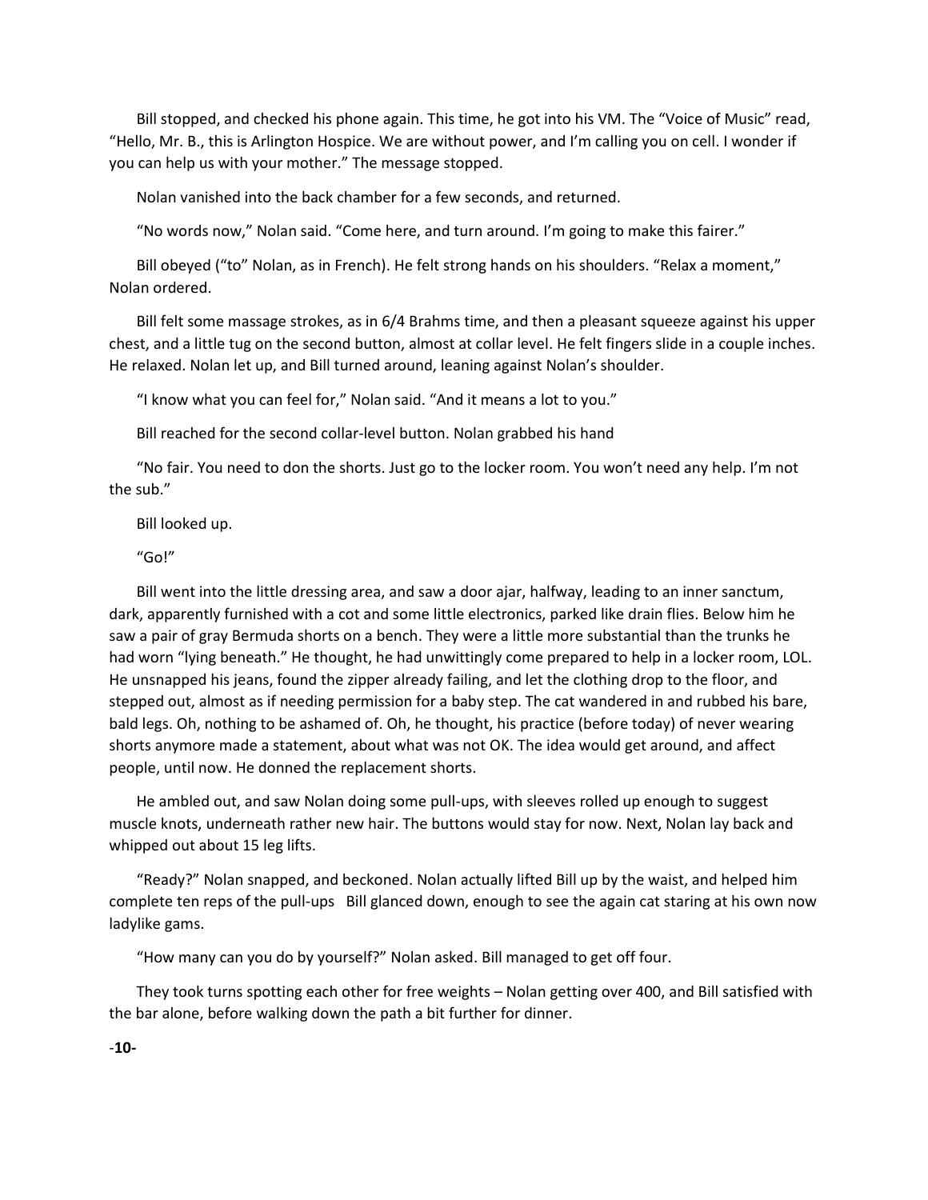Bill stopped, and checked his phone again. This time, he got into his VM. The "Voice of Music" read, "Hello, Mr. B., this is Arlington Hospice. We are without power, and I'm calling you on cell. I wonder if you can help us with your mother." The message stopped.

Nolan vanished into the back chamber for a few seconds, and returned.

"No words now," Nolan said. "Come here, and turn around. I'm going to make this fairer."

Bill obeyed ("to" Nolan, as in French). He felt strong hands on his shoulders. "Relax a moment," Nolan ordered.

Bill felt some massage strokes, as in 6/4 Brahms time, and then a pleasant squeeze against his upper chest, and a little tug on the second button, almost at collar level. He felt fingers slide in a couple inches. He relaxed. Nolan let up, and Bill turned around, leaning against Nolan's shoulder.

"I know what you can feel for," Nolan said. "And it means a lot to you."

Bill reached for the second collar-level button. Nolan grabbed his hand

"No fair. You need to don the shorts. Just go to the locker room. You won't need any help. I'm not the sub."

Bill looked up.

"Go!"

Bill went into the little dressing area, and saw a door ajar, halfway, leading to an inner sanctum, dark, apparently furnished with a cot and some little electronics, parked like drain flies. Below him he saw a pair of gray Bermuda shorts on a bench. They were a little more substantial than the trunks he had worn "lying beneath." He thought, he had unwittingly come prepared to help in a locker room, LOL. He unsnapped his jeans, found the zipper already failing, and let the clothing drop to the floor, and stepped out, almost as if needing permission for a baby step. The cat wandered in and rubbed his bare, bald legs. Oh, nothing to be ashamed of. Oh, he thought, his practice (before today) of never wearing shorts anymore made a statement, about what was not OK. The idea would get around, and affect people, until now. He donned the replacement shorts.

He ambled out, and saw Nolan doing some pull-ups, with sleeves rolled up enough to suggest muscle knots, underneath rather new hair. The buttons would stay for now. Next, Nolan lay back and whipped out about 15 leg lifts.

"Ready?" Nolan snapped, and beckoned. Nolan actually lifted Bill up by the waist, and helped him complete ten reps of the pull-ups   Bill glanced down, enough to see the again cat staring at his own now ladylike gams.

"How many can you do by yourself?" Nolan asked. Bill managed to get off four.

They took turns spotting each other for free weights – Nolan getting over 400, and Bill satisfied with the bar alone, before walking down the path a bit further for dinner.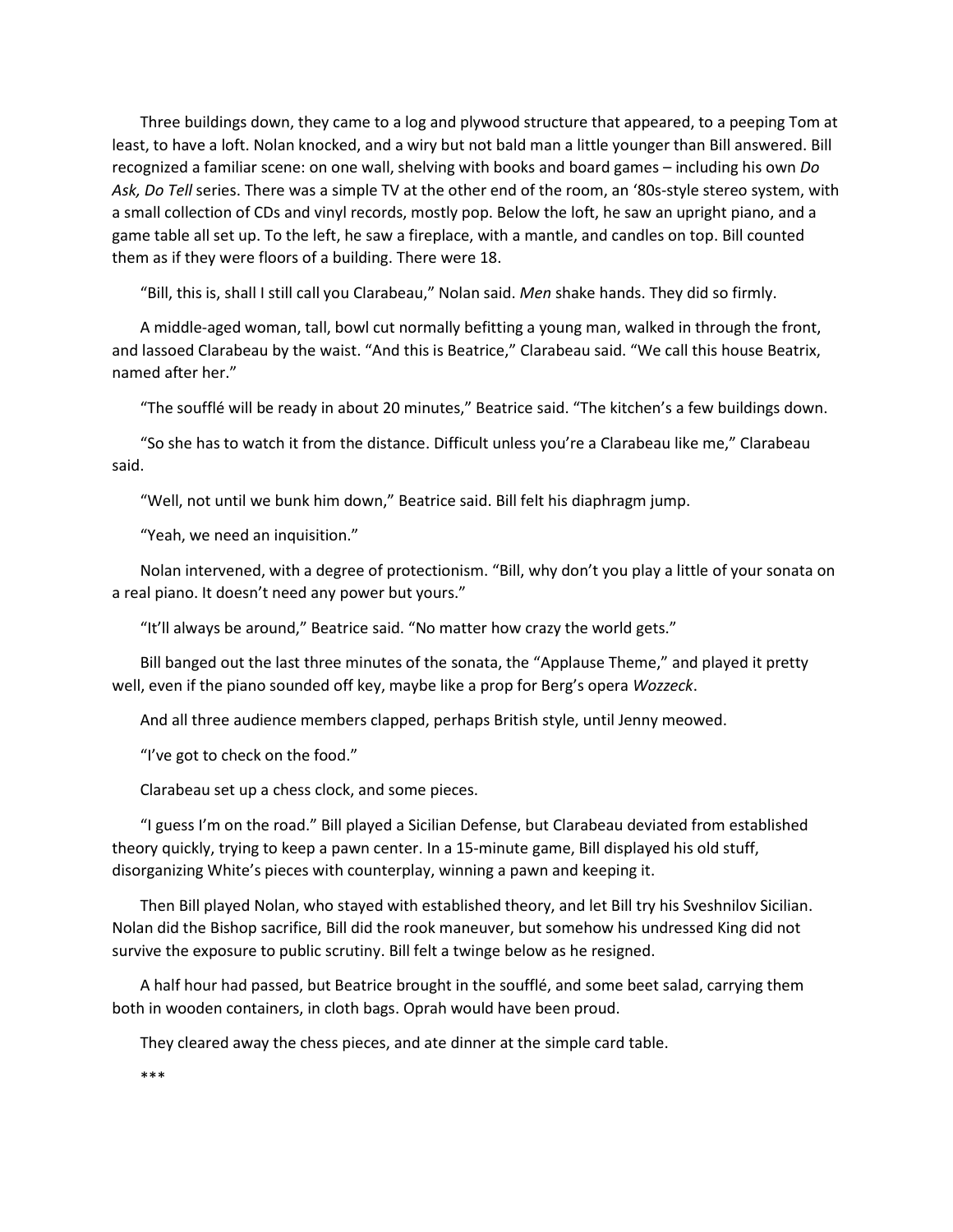Three buildings down, they came to a log and plywood structure that appeared, to a peeping Tom at least, to have a loft. Nolan knocked, and a wiry but not bald man a little younger than Bill answered. Bill recognized a familiar scene: on one wall, shelving with books and board games – including his own *Do Ask, Do Tell* series. There was a simple TV at the other end of the room, an '80s-style stereo system, with a small collection of CDs and vinyl records, mostly pop. Below the loft, he saw an upright piano, and a game table all set up. To the left, he saw a fireplace, with a mantle, and candles on top. Bill counted them as if they were floors of a building. There were 18.

"Bill, this is, shall I still call you Clarabeau," Nolan said. *Men* shake hands. They did so firmly.

A middle-aged woman, tall, bowl cut normally befitting a young man, walked in through the front, and lassoed Clarabeau by the waist. "And this is Beatrice," Clarabeau said. "We call this house Beatrix, named after her."

"The soufflé will be ready in about 20 minutes," Beatrice said. "The kitchen's a few buildings down.

"So she has to watch it from the distance. Difficult unless you're a Clarabeau like me," Clarabeau said.

"Well, not until we bunk him down," Beatrice said. Bill felt his diaphragm jump.

"Yeah, we need an inquisition."

Nolan intervened, with a degree of protectionism. "Bill, why don't you play a little of your sonata on a real piano. It doesn't need any power but yours."

"It'll always be around," Beatrice said. "No matter how crazy the world gets."

Bill banged out the last three minutes of the sonata, the "Applause Theme," and played it pretty well, even if the piano sounded off key, maybe like a prop for Berg's opera *Wozzeck*.

And all three audience members clapped, perhaps British style, until Jenny meowed.

"I've got to check on the food."

Clarabeau set up a chess clock, and some pieces.

"I guess I'm on the road." Bill played a Sicilian Defense, but Clarabeau deviated from established theory quickly, trying to keep a pawn center. In a 15-minute game, Bill displayed his old stuff, disorganizing White's pieces with counterplay, winning a pawn and keeping it.

Then Bill played Nolan, who stayed with established theory, and let Bill try his Sveshnilov Sicilian. Nolan did the Bishop sacrifice, Bill did the rook maneuver, but somehow his undressed King did not survive the exposure to public scrutiny. Bill felt a twinge below as he resigned.

A half hour had passed, but Beatrice brought in the soufflé, and some beet salad, carrying them both in wooden containers, in cloth bags. Oprah would have been proud.

They cleared away the chess pieces, and ate dinner at the simple card table.

***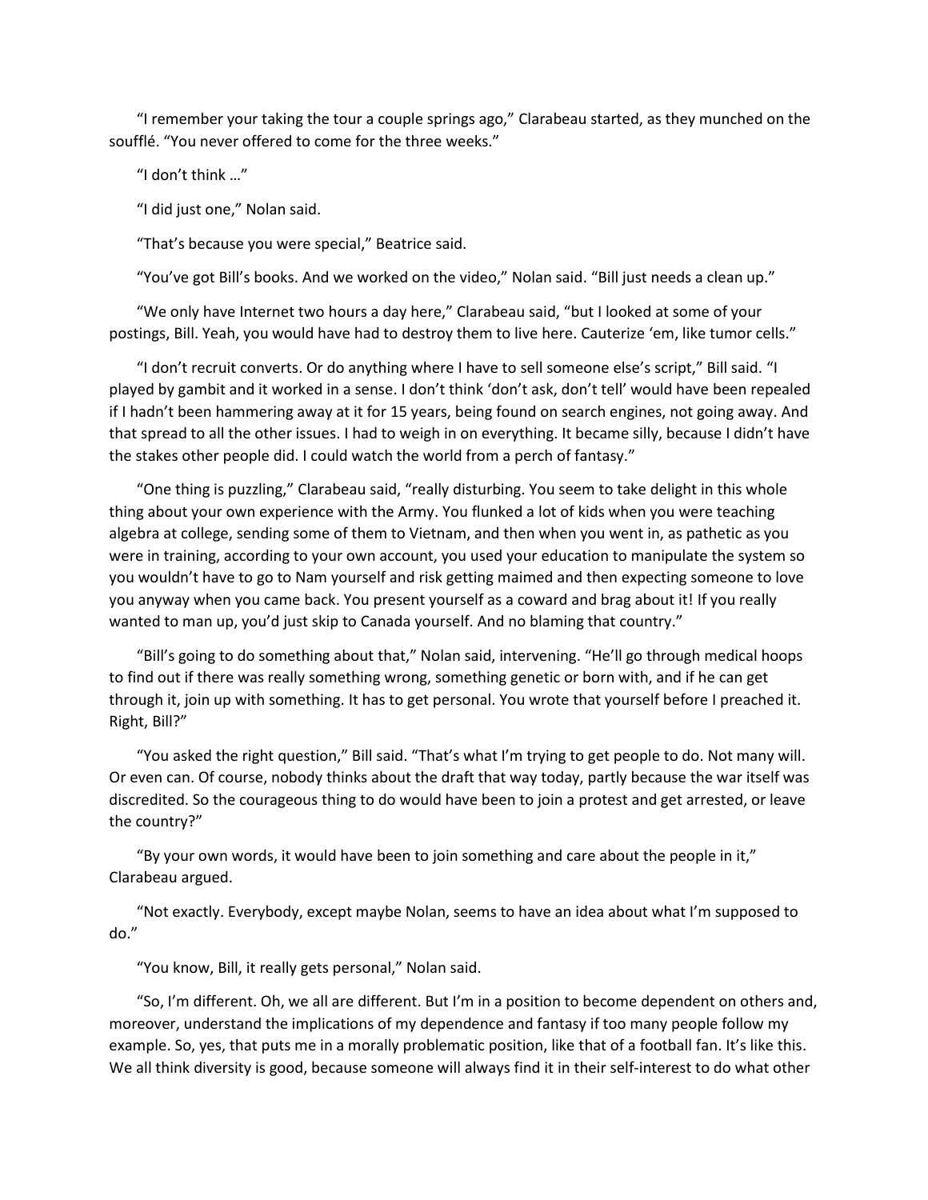“I remember your taking the tour a couple springs ago,” Clarabeau started, as they munched on the soufflé. “You never offered to come for the three weeks.”

“I don’t think …”

“I did just one,” Nolan said.

“That’s because you were special,” Beatrice said.

“You’ve got Bill’s books. And we worked on the video,” Nolan said. “Bill just needs a clean up.”

“We only have Internet two hours a day here,” Clarabeau said, “but I looked at some of your postings, Bill. Yeah, you would have had to destroy them to live here. Cauterize ‘em, like tumor cells.”

“I don’t recruit converts. Or do anything where I have to sell someone else’s script,” Bill said. “I played by gambit and it worked in a sense. I don’t think ‘don’t ask, don’t tell’ would have been repealed if I hadn’t been hammering away at it for 15 years, being found on search engines, not going away. And that spread to all the other issues. I had to weigh in on everything. It became silly, because I didn’t have the stakes other people did. I could watch the world from a perch of fantasy.”

“One thing is puzzling,” Clarabeau said, “really disturbing. You seem to take delight in this whole thing about your own experience with the Army. You flunked a lot of kids when you were teaching algebra at college, sending some of them to Vietnam, and then when you went in, as pathetic as you were in training, according to your own account, you used your education to manipulate the system so you wouldn’t have to go to Nam yourself and risk getting maimed and then expecting someone to love you anyway when you came back. You present yourself as a coward and brag about it! If you really wanted to man up, you’d just skip to Canada yourself. And no blaming that country.”

“Bill’s going to do something about that,” Nolan said, intervening. “He’ll go through medical hoops to find out if there was really something wrong, something genetic or born with, and if he can get through it, join up with something. It has to get personal. You wrote that yourself before I preached it. Right, Bill?”

“You asked the right question,” Bill said. “That’s what I’m trying to get people to do. Not many will. Or even can. Of course, nobody thinks about the draft that way today, partly because the war itself was discredited. So the courageous thing to do would have been to join a protest and get arrested, or leave the country?”

“By your own words, it would have been to join something and care about the people in it,” Clarabeau argued.

“Not exactly. Everybody, except maybe Nolan, seems to have an idea about what I’m supposed to do.”

“You know, Bill, it really gets personal,” Nolan said.

“So, I’m different. Oh, we all are different. But I’m in a position to become dependent on others and, moreover, understand the implications of my dependence and fantasy if too many people follow my example. So, yes, that puts me in a morally problematic position, like that of a football fan. It’s like this. We all think diversity is good, because someone will always find it in their self-interest to do what other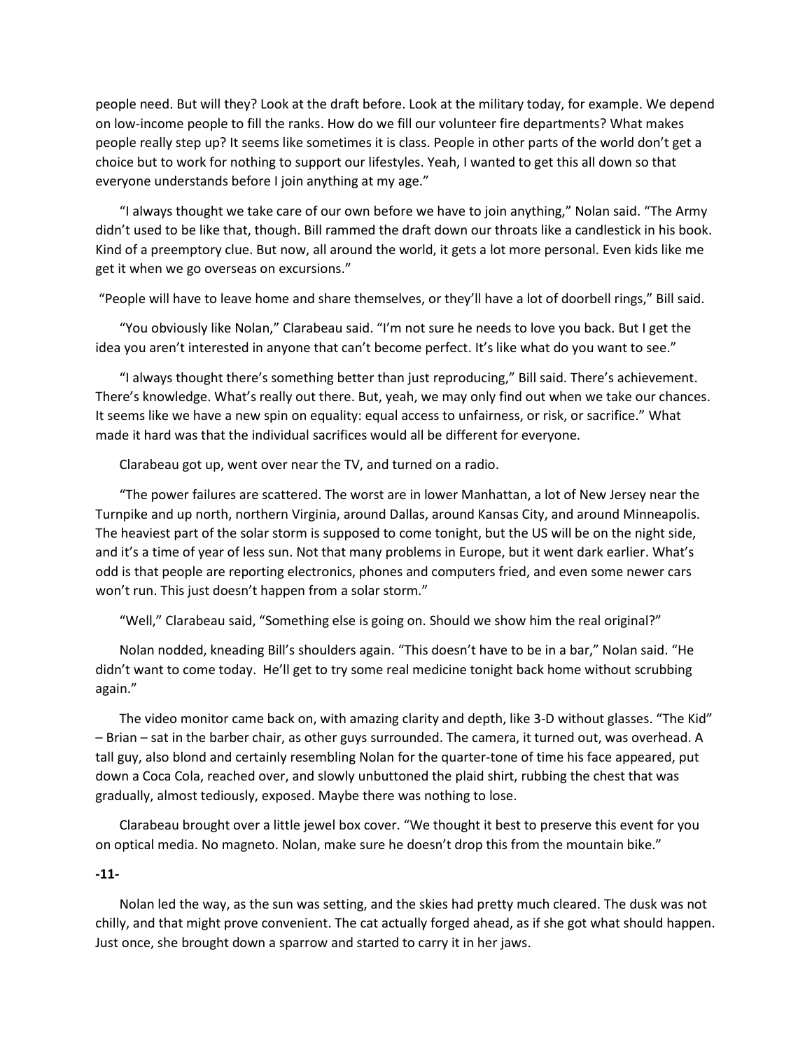people need. But will they? Look at the draft before. Look at the military today, for example. We depend on low-income people to fill the ranks. How do we fill our volunteer fire departments? What makes people really step up? It seems like sometimes it is class. People in other parts of the world don't get a choice but to work for nothing to support our lifestyles. Yeah, I wanted to get this all down so that everyone understands before I join anything at my age."

"I always thought we take care of our own before we have to join anything," Nolan said. "The Army didn't used to be like that, though. Bill rammed the draft down our throats like a candlestick in his book. Kind of a preemptory clue. But now, all around the world, it gets a lot more personal. Even kids like me get it when we go overseas on excursions."

"People will have to leave home and share themselves, or they'll have a lot of doorbell rings," Bill said.

"You obviously like Nolan," Clarabeau said. "I'm not sure he needs to love you back. But I get the idea you aren't interested in anyone that can't become perfect. It's like what do you want to see."

"I always thought there's something better than just reproducing," Bill said. There's achievement. There's knowledge. What's really out there. But, yeah, we may only find out when we take our chances. It seems like we have a new spin on equality: equal access to unfairness, or risk, or sacrifice." What made it hard was that the individual sacrifices would all be different for everyone.

Clarabeau got up, went over near the TV, and turned on a radio.

"The power failures are scattered. The worst are in lower Manhattan, a lot of New Jersey near the Turnpike and up north, northern Virginia, around Dallas, around Kansas City, and around Minneapolis. The heaviest part of the solar storm is supposed to come tonight, but the US will be on the night side, and it's a time of year of less sun. Not that many problems in Europe, but it went dark earlier. What's odd is that people are reporting electronics, phones and computers fried, and even some newer cars won't run. This just doesn't happen from a solar storm."

"Well," Clarabeau said, "Something else is going on. Should we show him the real original?"

Nolan nodded, kneading Bill's shoulders again. "This doesn't have to be in a bar," Nolan said. "He didn't want to come today. He'll get to try some real medicine tonight back home without scrubbing again."

The video monitor came back on, with amazing clarity and depth, like 3-D without glasses. "The Kid" – Brian – sat in the barber chair, as other guys surrounded. The camera, it turned out, was overhead. A tall guy, also blond and certainly resembling Nolan for the quarter-tone of time his face appeared, put down a Coca Cola, reached over, and slowly unbuttoned the plaid shirt, rubbing the chest that was gradually, almost tediously, exposed. Maybe there was nothing to lose.

Clarabeau brought over a little jewel box cover. "We thought it best to preserve this event for you on optical media. No magneto. Nolan, make sure he doesn't drop this from the mountain bike."

**-11-**

Nolan led the way, as the sun was setting, and the skies had pretty much cleared. The dusk was not chilly, and that might prove convenient. The cat actually forged ahead, as if she got what should happen. Just once, she brought down a sparrow and started to carry it in her jaws.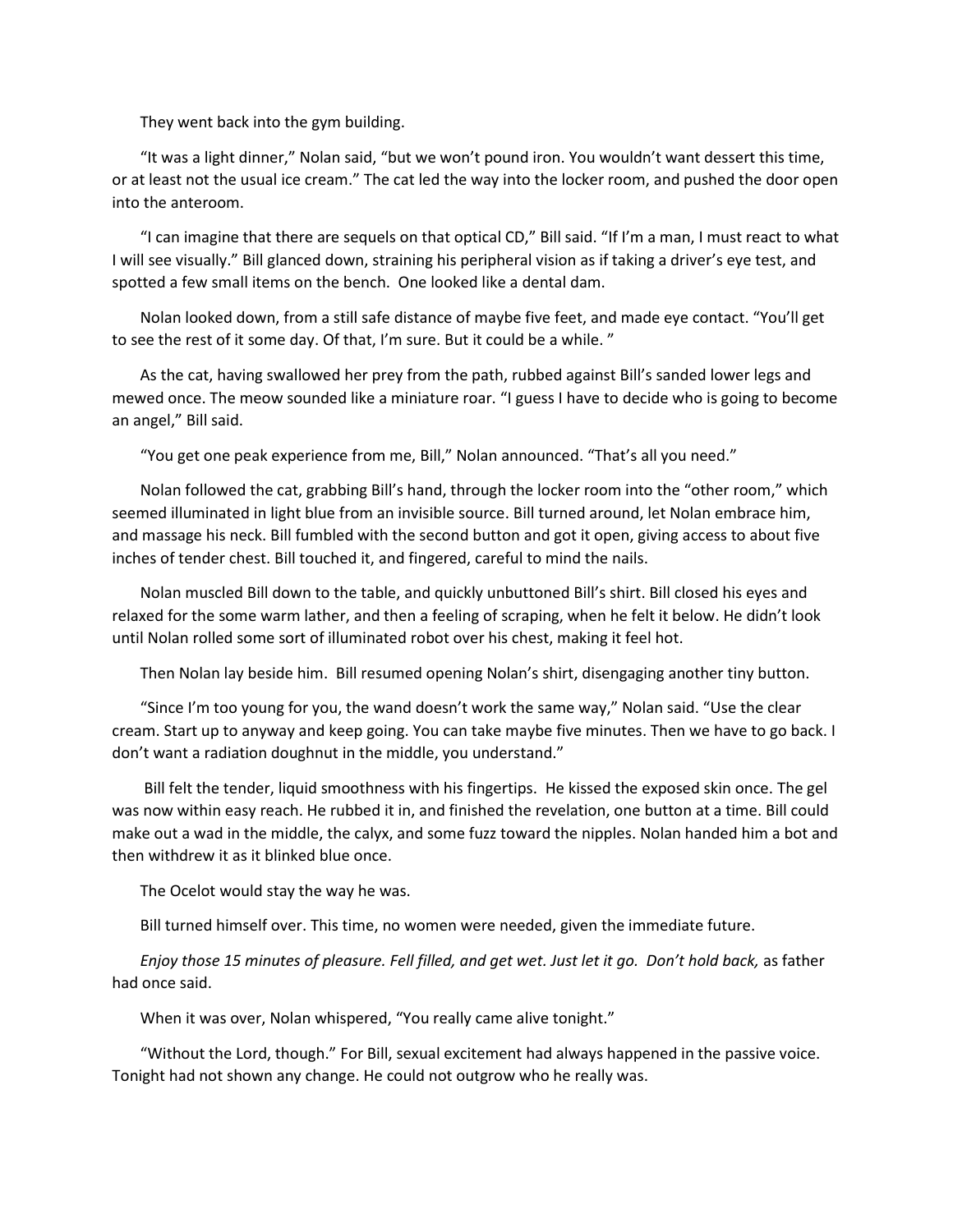They went back into the gym building.

"It was a light dinner," Nolan said, "but we won't pound iron. You wouldn't want dessert this time, or at least not the usual ice cream." The cat led the way into the locker room, and pushed the door open into the anteroom.

"I can imagine that there are sequels on that optical CD," Bill said. "If I'm a man, I must react to what I will see visually." Bill glanced down, straining his peripheral vision as if taking a driver's eye test, and spotted a few small items on the bench. One looked like a dental dam.

Nolan looked down, from a still safe distance of maybe five feet, and made eye contact. "You'll get to see the rest of it some day. Of that, I'm sure. But it could be a while. "

As the cat, having swallowed her prey from the path, rubbed against Bill's sanded lower legs and mewed once. The meow sounded like a miniature roar. "I guess I have to decide who is going to become an angel," Bill said.

"You get one peak experience from me, Bill," Nolan announced. "That's all you need."

Nolan followed the cat, grabbing Bill's hand, through the locker room into the "other room," which seemed illuminated in light blue from an invisible source. Bill turned around, let Nolan embrace him, and massage his neck. Bill fumbled with the second button and got it open, giving access to about five inches of tender chest. Bill touched it, and fingered, careful to mind the nails.

Nolan muscled Bill down to the table, and quickly unbuttoned Bill's shirt. Bill closed his eyes and relaxed for the some warm lather, and then a feeling of scraping, when he felt it below. He didn't look until Nolan rolled some sort of illuminated robot over his chest, making it feel hot.

Then Nolan lay beside him. Bill resumed opening Nolan's shirt, disengaging another tiny button.

"Since I'm too young for you, the wand doesn't work the same way," Nolan said. "Use the clear cream. Start up to anyway and keep going. You can take maybe five minutes. Then we have to go back. I don't want a radiation doughnut in the middle, you understand."

Bill felt the tender, liquid smoothness with his fingertips. He kissed the exposed skin once. The gel was now within easy reach. He rubbed it in, and finished the revelation, one button at a time. Bill could make out a wad in the middle, the calyx, and some fuzz toward the nipples. Nolan handed him a bot and then withdrew it as it blinked blue once.

The Ocelot would stay the way he was.

Bill turned himself over. This time, no women were needed, given the immediate future.

*Enjoy those 15 minutes of pleasure. Fell filled, and get wet. Just let it go. Don't hold back,* as father had once said.

When it was over, Nolan whispered, "You really came alive tonight."

"Without the Lord, though." For Bill, sexual excitement had always happened in the passive voice. Tonight had not shown any change. He could not outgrow who he really was.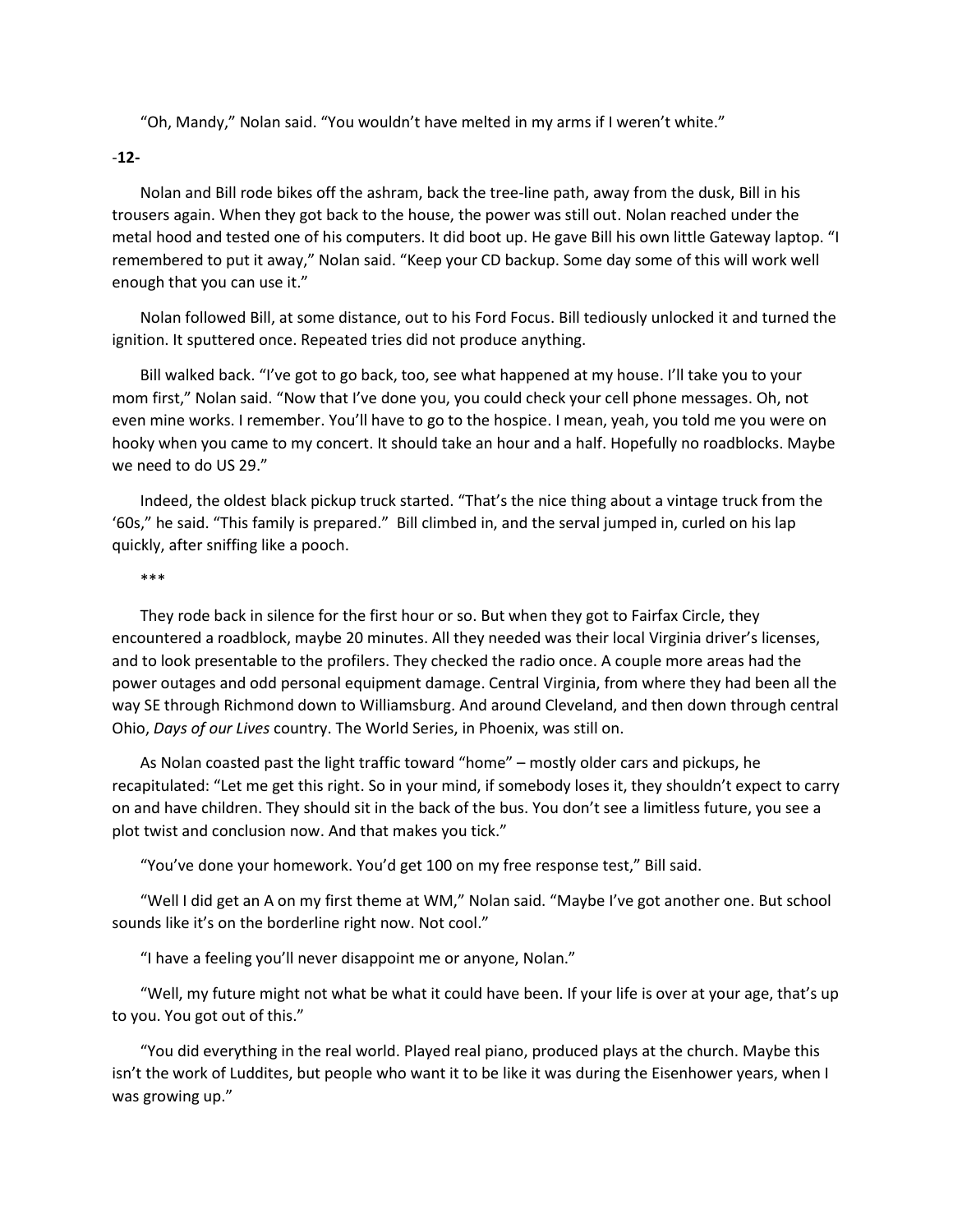"Oh, Mandy," Nolan said. "You wouldn't have melted in my arms if I weren't white."

-**12-**

Nolan and Bill rode bikes off the ashram, back the tree-line path, away from the dusk, Bill in his trousers again. When they got back to the house, the power was still out. Nolan reached under the metal hood and tested one of his computers. It did boot up. He gave Bill his own little Gateway laptop. "I remembered to put it away," Nolan said. "Keep your CD backup. Some day some of this will work well enough that you can use it."

Nolan followed Bill, at some distance, out to his Ford Focus. Bill tediously unlocked it and turned the ignition. It sputtered once. Repeated tries did not produce anything.

Bill walked back. "I've got to go back, too, see what happened at my house. I'll take you to your mom first," Nolan said. "Now that I've done you, you could check your cell phone messages. Oh, not even mine works. I remember. You'll have to go to the hospice. I mean, yeah, you told me you were on hooky when you came to my concert. It should take an hour and a half. Hopefully no roadblocks. Maybe we need to do US 29."

Indeed, the oldest black pickup truck started. "That's the nice thing about a vintage truck from the '60s," he said. "This family is prepared." Bill climbed in, and the serval jumped in, curled on his lap quickly, after sniffing like a pooch.

\*\*\*

They rode back in silence for the first hour or so. But when they got to Fairfax Circle, they encountered a roadblock, maybe 20 minutes. All they needed was their local Virginia driver's licenses, and to look presentable to the profilers. They checked the radio once. A couple more areas had the power outages and odd personal equipment damage. Central Virginia, from where they had been all the way SE through Richmond down to Williamsburg. And around Cleveland, and then down through central Ohio, *Days of our Lives* country. The World Series, in Phoenix, was still on.

As Nolan coasted past the light traffic toward "home" – mostly older cars and pickups, he recapitulated: "Let me get this right. So in your mind, if somebody loses it, they shouldn't expect to carry on and have children. They should sit in the back of the bus. You don't see a limitless future, you see a plot twist and conclusion now. And that makes you tick."

"You've done your homework. You'd get 100 on my free response test," Bill said.

"Well I did get an A on my first theme at WM," Nolan said. "Maybe I've got another one. But school sounds like it's on the borderline right now. Not cool."

"I have a feeling you'll never disappoint me or anyone, Nolan."

"Well, my future might not what be what it could have been. If your life is over at your age, that's up to you. You got out of this."

"You did everything in the real world. Played real piano, produced plays at the church. Maybe this isn't the work of Luddites, but people who want it to be like it was during the Eisenhower years, when I was growing up."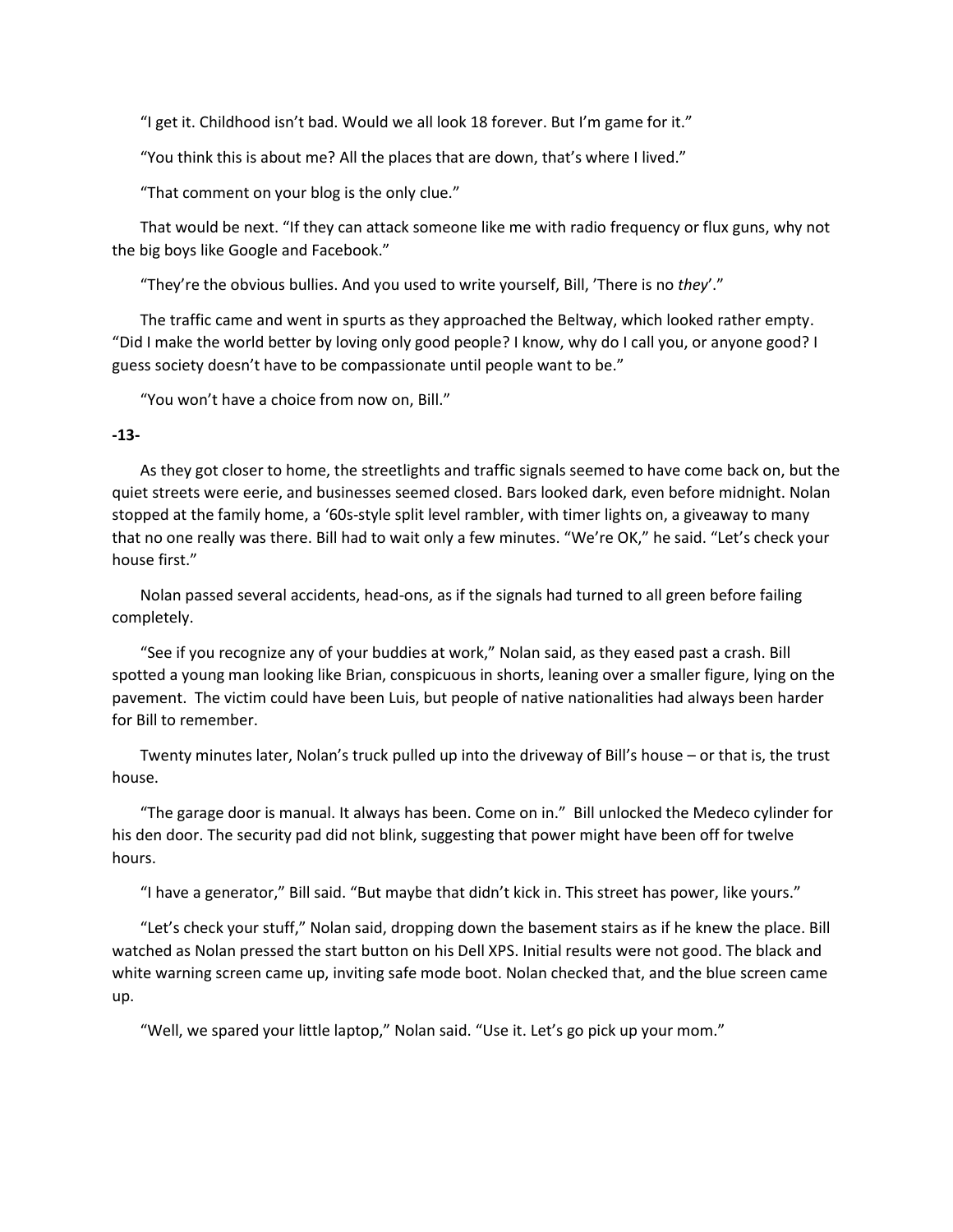"I get it. Childhood isn't bad. Would we all look 18 forever. But I'm game for it."

"You think this is about me? All the places that are down, that's where I lived."

"That comment on your blog is the only clue."

That would be next. "If they can attack someone like me with radio frequency or flux guns, why not the big boys like Google and Facebook."

"They're the obvious bullies. And you used to write yourself, Bill, 'There is no *they*'."

The traffic came and went in spurts as they approached the Beltway, which looked rather empty. "Did I make the world better by loving only good people? I know, why do I call you, or anyone good? I guess society doesn't have to be compassionate until people want to be."

"You won't have a choice from now on, Bill."

**-13-**

As they got closer to home, the streetlights and traffic signals seemed to have come back on, but the quiet streets were eerie, and businesses seemed closed. Bars looked dark, even before midnight. Nolan stopped at the family home, a '60s-style split level rambler, with timer lights on, a giveaway to many that no one really was there. Bill had to wait only a few minutes. "We're OK," he said. "Let's check your house first."

Nolan passed several accidents, head-ons, as if the signals had turned to all green before failing completely.

"See if you recognize any of your buddies at work," Nolan said, as they eased past a crash. Bill spotted a young man looking like Brian, conspicuous in shorts, leaning over a smaller figure, lying on the pavement. The victim could have been Luis, but people of native nationalities had always been harder for Bill to remember.

Twenty minutes later, Nolan's truck pulled up into the driveway of Bill's house – or that is, the trust house.

"The garage door is manual. It always has been. Come on in." Bill unlocked the Medeco cylinder for his den door. The security pad did not blink, suggesting that power might have been off for twelve hours.

"I have a generator," Bill said. "But maybe that didn't kick in. This street has power, like yours."

"Let's check your stuff," Nolan said, dropping down the basement stairs as if he knew the place. Bill watched as Nolan pressed the start button on his Dell XPS. Initial results were not good. The black and white warning screen came up, inviting safe mode boot. Nolan checked that, and the blue screen came up.

"Well, we spared your little laptop," Nolan said. "Use it. Let's go pick up your mom."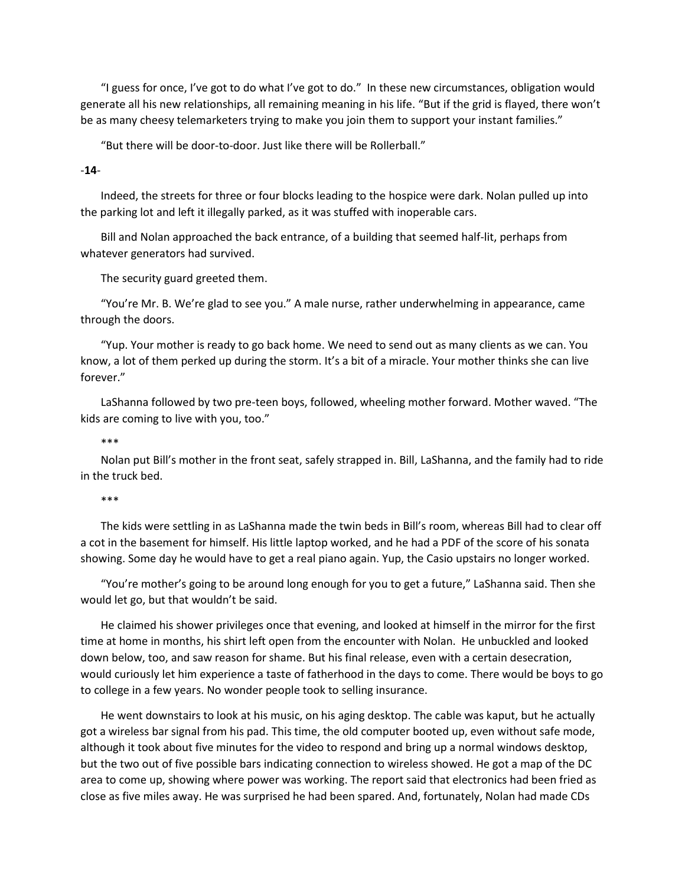"I guess for once, I've got to do what I've got to do." In these new circumstances, obligation would generate all his new relationships, all remaining meaning in his life. "But if the grid is flayed, there won't be as many cheesy telemarketers trying to make you join them to support your instant families."

"But there will be door-to-door. Just like there will be Rollerball."

-**14**-

Indeed, the streets for three or four blocks leading to the hospice were dark. Nolan pulled up into the parking lot and left it illegally parked, as it was stuffed with inoperable cars.

Bill and Nolan approached the back entrance, of a building that seemed half-lit, perhaps from whatever generators had survived.

The security guard greeted them.

"You're Mr. B. We're glad to see you." A male nurse, rather underwhelming in appearance, came through the doors.

"Yup. Your mother is ready to go back home. We need to send out as many clients as we can. You know, a lot of them perked up during the storm. It's a bit of a miracle. Your mother thinks she can live forever."

LaShanna followed by two pre-teen boys, followed, wheeling mother forward. Mother waved. "The kids are coming to live with you, too."

\*\*\*

Nolan put Bill's mother in the front seat, safely strapped in. Bill, LaShanna, and the family had to ride in the truck bed.

\*\*\*

The kids were settling in as LaShanna made the twin beds in Bill's room, whereas Bill had to clear off a cot in the basement for himself. His little laptop worked, and he had a PDF of the score of his sonata showing. Some day he would have to get a real piano again. Yup, the Casio upstairs no longer worked.

"You're mother's going to be around long enough for you to get a future," LaShanna said. Then she would let go, but that wouldn't be said.

He claimed his shower privileges once that evening, and looked at himself in the mirror for the first time at home in months, his shirt left open from the encounter with Nolan. He unbuckled and looked down below, too, and saw reason for shame. But his final release, even with a certain desecration, would curiously let him experience a taste of fatherhood in the days to come. There would be boys to go to college in a few years. No wonder people took to selling insurance.

He went downstairs to look at his music, on his aging desktop. The cable was kaput, but he actually got a wireless bar signal from his pad. This time, the old computer booted up, even without safe mode, although it took about five minutes for the video to respond and bring up a normal windows desktop, but the two out of five possible bars indicating connection to wireless showed. He got a map of the DC area to come up, showing where power was working. The report said that electronics had been fried as close as five miles away. He was surprised he had been spared. And, fortunately, Nolan had made CDs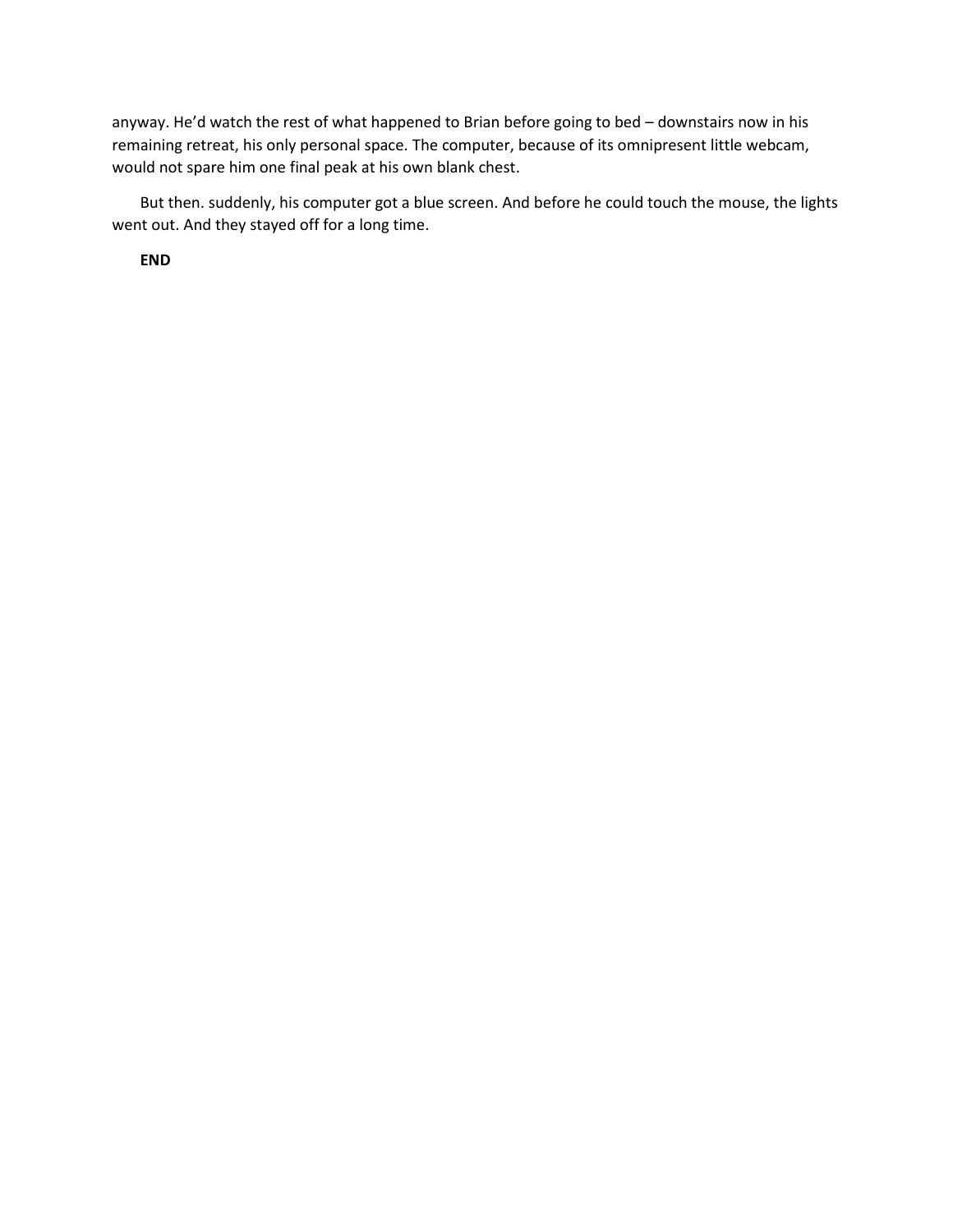anyway. He'd watch the rest of what happened to Brian before going to bed – downstairs now in his remaining retreat, his only personal space. The computer, because of its omnipresent little webcam, would not spare him one final peak at his own blank chest.

But then. suddenly, his computer got a blue screen. And before he could touch the mouse, the lights went out. And they stayed off for a long time.

**END**